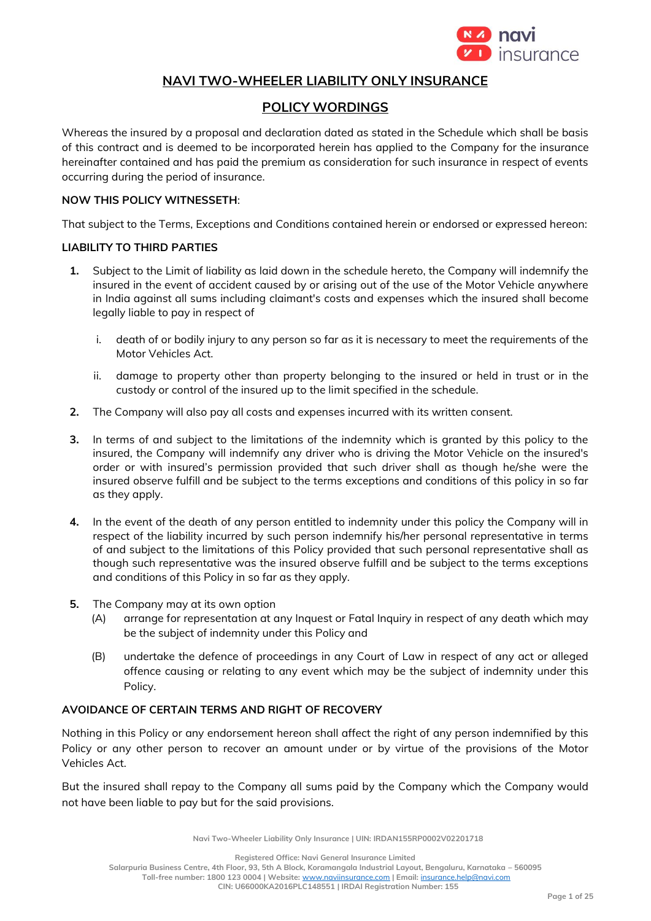# NAVI TWO-WHEELER LIABILITY ONLY INSURANCE

## POLICY WORDINGS

Whereas the insured by a proposal and declaration dated as stated in the Schedule which shall be basis of this contract and is deemed to be incorporated herein has applied to the Company for the insurance hereinafter contained and has paid the premium as consideration for such insurance in respect of events occurring during the period of insurance.

**NOW THIS POLICY WITNESSETH**:

That subject to the Terms, Exceptions and Conditions contained herein or endorsed or expressed hereon:

**LIABILITY TO THIRD PARTIES**

1. Subject to the Limit of liability as laid down in the schedule hereto, the Company will indemnify the insured in the event of accident caused by or arising out of the use of the Motor Vehicle anywhere in India against all sums including claimant's costs and expenses which the insured shall become legally liable to pay in respect of

   i. death of or bodily injury to any person so far as it is necessary to meet the requirements of the Motor Vehicles Act.

   ii. damage to property other than property belonging to the insured or held in trust or in the custody or control of the insured up to the limit specified in the schedule.

2. The Company will also pay all costs and expenses incurred with its written consent.

3. In terms of and subject to the limitations of the indemnity which is granted by this policy to the insured, the Company will indemnify any driver who is driving the Motor Vehicle on the insured's order or with insured's permission provided that such driver shall as though he/she were the insured observe fulfill and be subject to the terms exceptions and conditions of this policy in so far as they apply.

4. In the event of the death of any person entitled to indemnity under this policy the Company will in respect of the liability incurred by such person indemnify his/her personal representative in terms of and subject to the limitations of this Policy provided that such personal representative shall as though such representative was the insured observe fulfill and be subject to the terms exceptions and conditions of this Policy in so far as they apply.

5. The Company may at its own option

   (A) arrange for representation at any Inquest or Fatal Inquiry in respect of any death which may be the subject of indemnity under this Policy and

   (B) undertake the defence of proceedings in any Court of Law in respect of any act or alleged offence causing or relating to any event which may be the subject of indemnity under this Policy.

**AVOIDANCE OF CERTAIN TERMS AND RIGHT OF RECOVERY**

Nothing in this Policy or any endorsement hereon shall affect the right of any person indemnified by this Policy or any other person to recover an amount under or by virtue of the provisions of the Motor Vehicles Act.

But the insured shall repay to the Company all sums paid by the Company which the Company would not have been liable to pay but for the said provisions.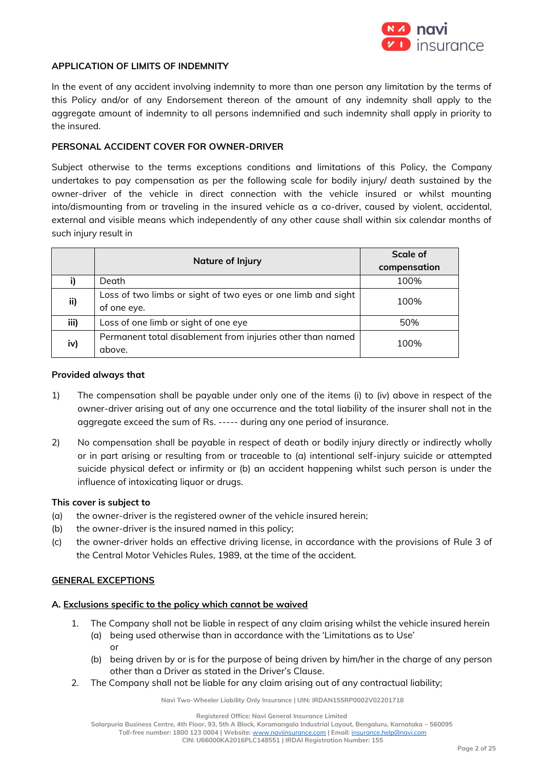## APPLICATION OF LIMITS OF INDEMNITY

In the event of any accident involving indemnity to more than one person any limitation by the terms of this Policy and/or of any Endorsement thereon of the amount of any indemnity shall apply to the aggregate amount of indemnity to all persons indemnified and such indemnity shall apply in priority to the insured.

## PERSONAL ACCIDENT COVER FOR OWNER-DRIVER

Subject otherwise to the terms exceptions conditions and limitations of this Policy, the Company undertakes to pay compensation as per the following scale for bodily injury/ death sustained by the owner-driver of the vehicle in direct connection with the vehicle insured or whilst mounting into/dismounting from or traveling in the insured vehicle as a co-driver, caused by violent, accidental, external and visible means which independently of any other cause shall within six calendar months of such injury result in

| | Nature of Injury | Scale of compensation |
|---|---|---|
| **i)** | Death | 100% |
| **ii)** | Loss of two limbs or sight of two eyes or one limb and sight of one eye. | 100% |
| **iii)** | Loss of one limb or sight of one eye | 50% |
| **iv)** | Permanent total disablement from injuries other than named above. | 100% |

**Provided always that**

1) The compensation shall be payable under only one of the items (i) to (iv) above in respect of the owner-driver arising out of any one occurrence and the total liability of the insurer shall not in the aggregate exceed the sum of Rs. ----- during any one period of insurance.

2) No compensation shall be payable in respect of death or bodily injury directly or indirectly wholly or in part arising or resulting from or traceable to (a) intentional self-injury suicide or attempted suicide physical defect or infirmity or (b) an accident happening whilst such person is under the influence of intoxicating liquor or drugs.

**This cover is subject to**

(a) the owner-driver is the registered owner of the vehicle insured herein;
(b) the owner-driver is the insured named in this policy;
(c) the owner-driver holds an effective driving license, in accordance with the provisions of Rule 3 of the Central Motor Vehicles Rules, 1989, at the time of the accident.

## GENERAL EXCEPTIONS

### A. Exclusions specific to the policy which cannot be waived

1. The Company shall not be liable in respect of any claim arising whilst the vehicle insured herein
   (a) being used otherwise than in accordance with the 'Limitations as to Use'
   or
   (b) being driven by or is for the purpose of being driven by him/her in the charge of any person other than a Driver as stated in the Driver's Clause.
2. The Company shall not be liable for any claim arising out of any contractual liability;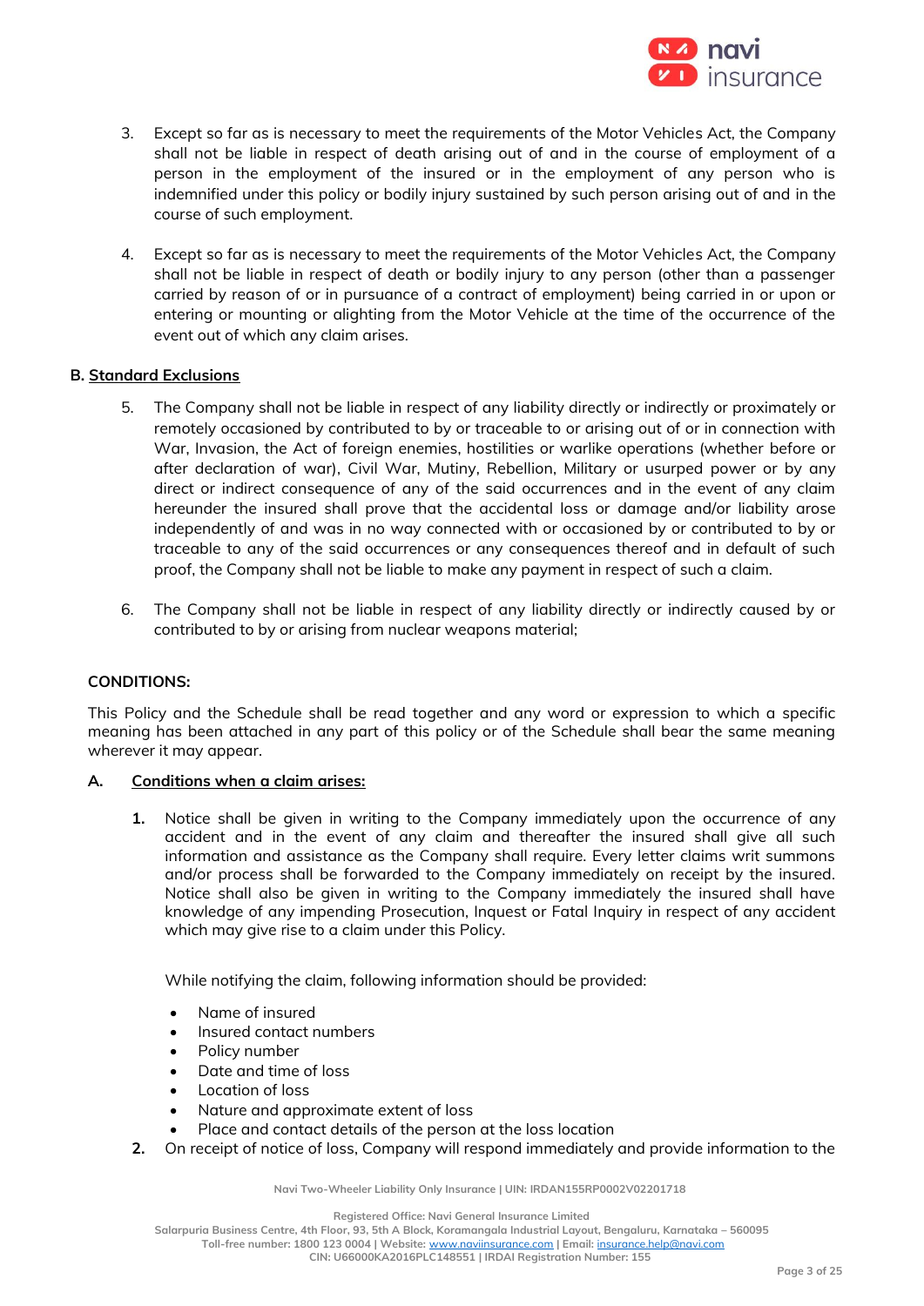3. Except so far as is necessary to meet the requirements of the Motor Vehicles Act, the Company shall not be liable in respect of death arising out of and in the course of employment of a person in the employment of the insured or in the employment of any person who is indemnified under this policy or bodily injury sustained by such person arising out of and in the course of such employment.

4. Except so far as is necessary to meet the requirements of the Motor Vehicles Act, the Company shall not be liable in respect of death or bodily injury to any person (other than a passenger carried by reason of or in pursuance of a contract of employment) being carried in or upon or entering or mounting or alighting from the Motor Vehicle at the time of the occurrence of the event out of which any claim arises.

**B. Standard Exclusions**

5. The Company shall not be liable in respect of any liability directly or indirectly or proximately or remotely occasioned by contributed to by or traceable to or arising out of or in connection with War, Invasion, the Act of foreign enemies, hostilities or warlike operations (whether before or after declaration of war), Civil War, Mutiny, Rebellion, Military or usurped power or by any direct or indirect consequence of any of the said occurrences and in the event of any claim hereunder the insured shall prove that the accidental loss or damage and/or liability arose independently of and was in no way connected with or occasioned by or contributed to by or traceable to any of the said occurrences or any consequences thereof and in default of such proof, the Company shall not be liable to make any payment in respect of such a claim.

6. The Company shall not be liable in respect of any liability directly or indirectly caused by or contributed to by or arising from nuclear weapons material;

**CONDITIONS:**

This Policy and the Schedule shall be read together and any word or expression to which a specific meaning has been attached in any part of this policy or of the Schedule shall bear the same meaning wherever it may appear.

**A. Conditions when a claim arises:**

**1.** Notice shall be given in writing to the Company immediately upon the occurrence of any accident and in the event of any claim and thereafter the insured shall give all such information and assistance as the Company shall require. Every letter claim writ summons and/or process shall be forwarded to the Company immediately on receipt by the insured. Notice shall also be given in writing to the Company immediately the insured shall have knowledge of any impending Prosecution, Inquest or Fatal Inquiry in respect of any accident which may give rise to a claim under this Policy.

While notifying the claim, following information should be provided:

- Name of insured
- Insured contact numbers
- Policy number
- Date and time of loss
- Location of loss
- Nature and approximate extent of loss
- Place and contact details of the person at the loss location

**2.** On receipt of notice of loss, Company will respond immediately and provide information to the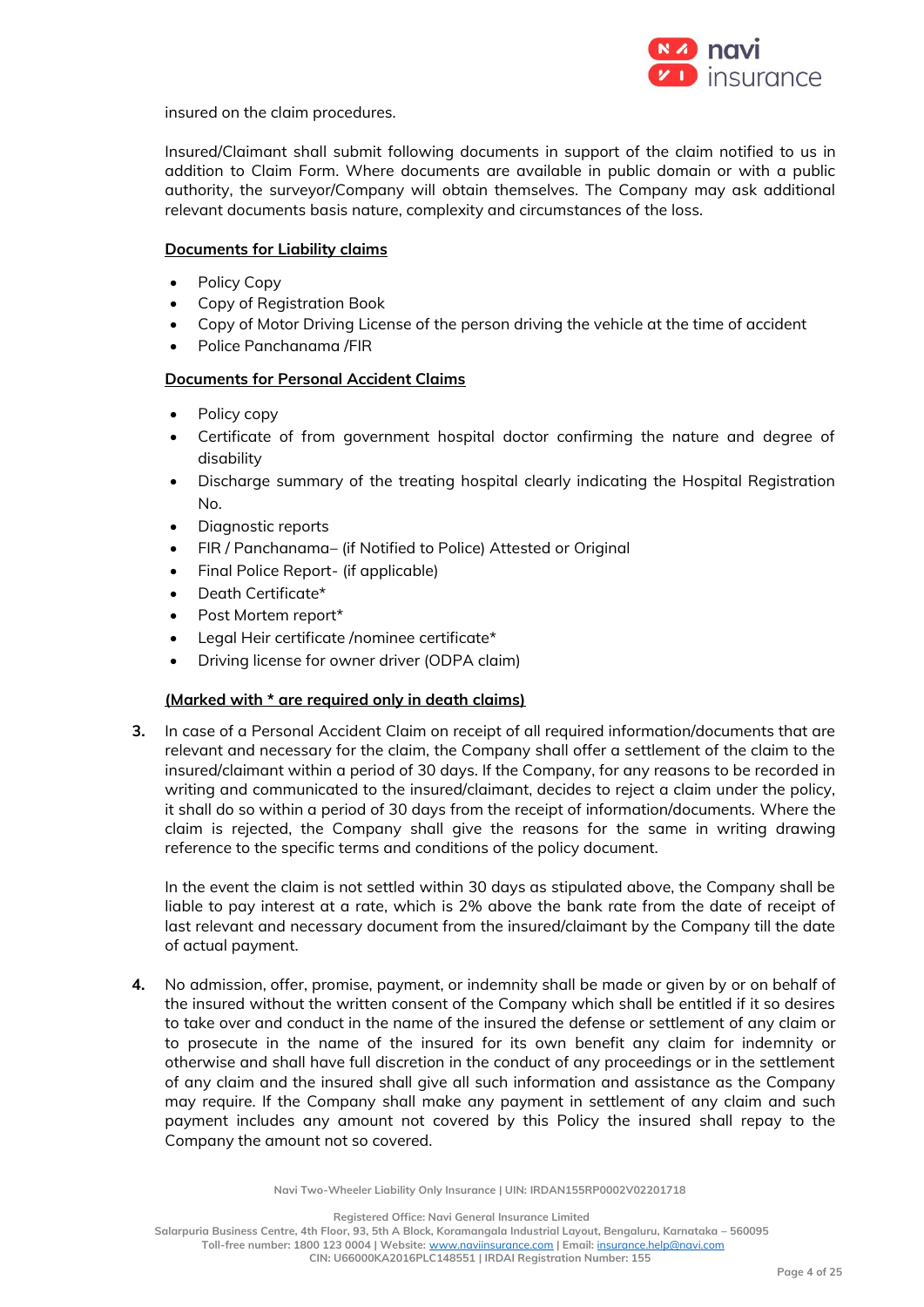insured on the claim procedures.

Insured/Claimant shall submit following documents in support of the claim notified to us in addition to Claim Form. Where documents are available in public domain or with a public authority, the surveyor/Company will obtain themselves. The Company may ask additional relevant documents basis nature, complexity and circumstances of the loss.

**Documents for Liability claims**

- Policy Copy
- Copy of Registration Book
- Copy of Motor Driving License of the person driving the vehicle at the time of accident
- Police Panchanama /FIR

**Documents for Personal Accident Claims**

- Policy copy
- Certificate of from government hospital doctor confirming the nature and degree of disability
- Discharge summary of the treating hospital clearly indicating the Hospital Registration No.
- Diagnostic reports
- FIR / Panchanama– (if Notified to Police) Attested or Original
- Final Police Report- (if applicable)
- Death Certificate*
- Post Mortem report*
- Legal Heir certificate /nominee certificate*
- Driving license for owner driver (ODPA claim)

**(Marked with * are required only in death claims)**

3. In case of a Personal Accident Claim on receipt of all required information/documents that are relevant and necessary for the claim, the Company shall offer a settlement of the claim to the insured/claimant within a period of 30 days. If the Company, for any reasons to be recorded in writing and communicated to the insured/claimant, decides to reject a claim under the policy, it shall do so within a period of 30 days from the receipt of information/documents. Where the claim is rejected, the Company shall give the reasons for the same in writing drawing reference to the specific terms and conditions of the policy document.

   In the event the claim is not settled within 30 days as stipulated above, the Company shall be liable to pay interest at a rate, which is 2% above the bank rate from the date of receipt of last relevant and necessary document from the insured/claimant by the Company till the date of actual payment.

4. No admission, offer, promise, payment, or indemnity shall be made or given by or on behalf of the insured without the written consent of the Company which shall be entitled if it so desires to take over and conduct in the name of the insured the defense or settlement of any claim or to prosecute in the name of the insured for its own benefit any claim for indemnity or otherwise and shall have full discretion in the conduct of any proceedings or in the settlement of any claim and the insured shall give all such information and assistance as the Company may require. If the Company shall make any payment in settlement of any claim and such payment includes any amount not covered by this Policy the insured shall repay to the Company the amount not so covered.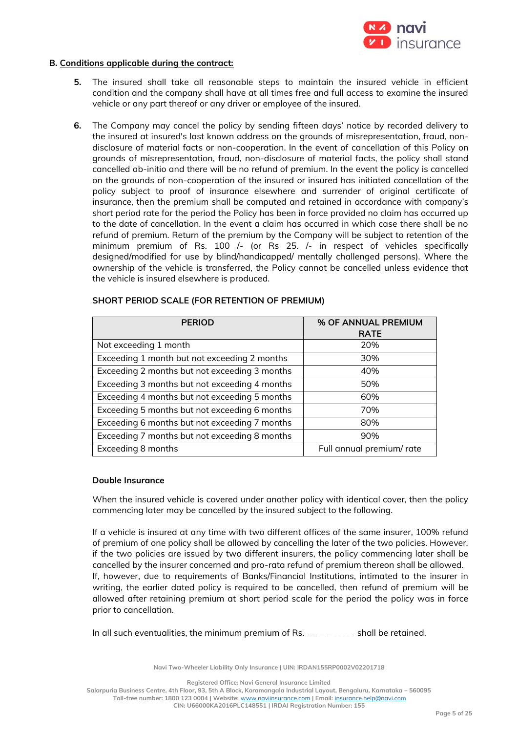## B. Conditions applicable during the contract:

5. The insured shall take all reasonable steps to maintain the insured vehicle in efficient condition and the company shall have at all times free and full access to examine the insured vehicle or any part thereof or any driver or employee of the insured.

6. The Company may cancel the policy by sending fifteen days' notice by recorded delivery to the insured at insured's last known address on the grounds of misrepresentation, fraud, non-disclosure of material facts or non-cooperation. In the event of cancellation of this Policy on grounds of misrepresentation, fraud, non-disclosure of material facts, the policy shall stand cancelled ab-initio and there will be no refund of premium. In the event the policy is cancelled on the grounds of non-cooperation of the insured or insured has initiated cancellation of the policy subject to proof of insurance elsewhere and surrender of original certificate of insurance, then the premium shall be computed and retained in accordance with company's short period rate for the period the Policy has been in force provided no claim has occurred up to the date of cancellation. In the event a claim has occurred in which case there shall be no refund of premium. Return of the premium by the Company will be subject to retention of the minimum premium of Rs. 100 /- (or Rs 25. /- in respect of vehicles specifically designed/modified for use by blind/handicapped/ mentally challenged persons). Where the ownership of the vehicle is transferred, the Policy cannot be cancelled unless evidence that the vehicle is insured elsewhere is produced.

**SHORT PERIOD SCALE (FOR RETENTION OF PREMIUM)**

| PERIOD | % OF ANNUAL PREMIUM RATE |
|---|---|
| Not exceeding 1 month | 20% |
| Exceeding 1 month but not exceeding 2 months | 30% |
| Exceeding 2 months but not exceeding 3 months | 40% |
| Exceeding 3 months but not exceeding 4 months | 50% |
| Exceeding 4 months but not exceeding 5 months | 60% |
| Exceeding 5 months but not exceeding 6 months | 70% |
| Exceeding 6 months but not exceeding 7 months | 80% |
| Exceeding 7 months but not exceeding 8 months | 90% |
| Exceeding 8 months | Full annual premium/ rate |

**Double Insurance**

When the insured vehicle is covered under another policy with identical cover, then the policy commencing later may be cancelled by the insured subject to the following.

If a vehicle is insured at any time with two different offices of the same insurer, 100% refund of premium of one policy shall be allowed by cancelling the later of the two policies. However, if the two policies are issued by two different insurers, the policy commencing later shall be cancelled by the insurer concerned and pro-rata refund of premium thereon shall be allowed. If, however, due to requirements of Banks/Financial Institutions, intimated to the insurer in writing, the earlier dated policy is required to be cancelled, then refund of premium will be allowed after retaining premium at short period scale for the period the policy was in force prior to cancellation.

In all such eventualities, the minimum premium of Rs. __________ shall be retained.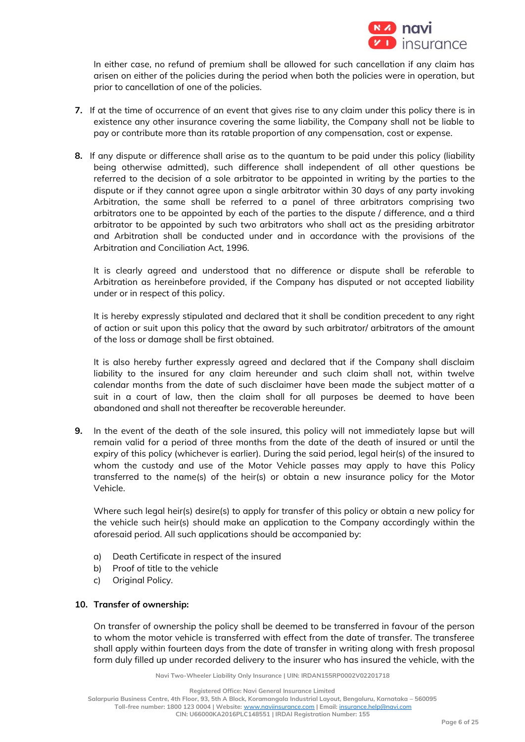In either case, no refund of premium shall be allowed for such cancellation if any claim has arisen on either of the policies during the period when both the policies were in operation, but prior to cancellation of one of the policies.

7. If at the time of occurrence of an event that gives rise to any claim under this policy there is in existence any other insurance covering the same liability, the Company shall not be liable to pay or contribute more than its ratable proportion of any compensation, cost or expense.

8. If any dispute or difference shall arise as to the quantum to be paid under this policy (liability being otherwise admitted), such difference shall independent of all other questions be referred to the decision of a sole arbitrator to be appointed in writing by the parties to the dispute or if they cannot agree upon a single arbitrator within 30 days of any party invoking Arbitration, the same shall be referred to a panel of three arbitrators comprising two arbitrators one to be appointed by each of the parties to the dispute / difference, and a third arbitrator to be appointed by such two arbitrators who shall act as the presiding arbitrator and Arbitration shall be conducted under and in accordance with the provisions of the Arbitration and Conciliation Act, 1996.

   It is clearly agreed and understood that no difference or dispute shall be referable to Arbitration as hereinbefore provided, if the Company has disputed or not accepted liability under or in respect of this policy.

   It is hereby expressly stipulated and declared that it shall be condition precedent to any right of action or suit upon this policy that the award by such arbitrator/ arbitrators of the amount of the loss or damage shall be first obtained.

   It is also hereby further expressly agreed and declared that if the Company shall disclaim liability to the insured for any claim hereunder and such claim shall not, within twelve calendar months from the date of such disclaimer have been made the subject matter of a suit in a court of law, then the claim shall for all purposes be deemed to have been abandoned and shall not thereafter be recoverable hereunder.

9. In the event of the death of the sole insured, this policy will not immediately lapse but will remain valid for a period of three months from the date of the death of insured or until the expiry of this policy (whichever is earlier). During the said period, legal heir(s) of the insured to whom the custody and use of the Motor Vehicle passes may apply to have this Policy transferred to the name(s) of the heir(s) or obtain a new insurance policy for the Motor Vehicle.

   Where such legal heir(s) desire(s) to apply for transfer of this policy or obtain a new policy for the vehicle such heir(s) should make an application to the Company accordingly within the aforesaid period. All such applications should be accompanied by:

   a) Death Certificate in respect of the insured
   b) Proof of title to the vehicle
   c) Original Policy.

10. **Transfer of ownership:**

   On transfer of ownership the policy shall be deemed to be transferred in favour of the person to whom the motor vehicle is transferred with effect from the date of transfer. The transferee shall apply within fourteen days from the date of transfer in writing along with fresh proposal form duly filled up under recorded delivery to the insurer who has insured the vehicle, with the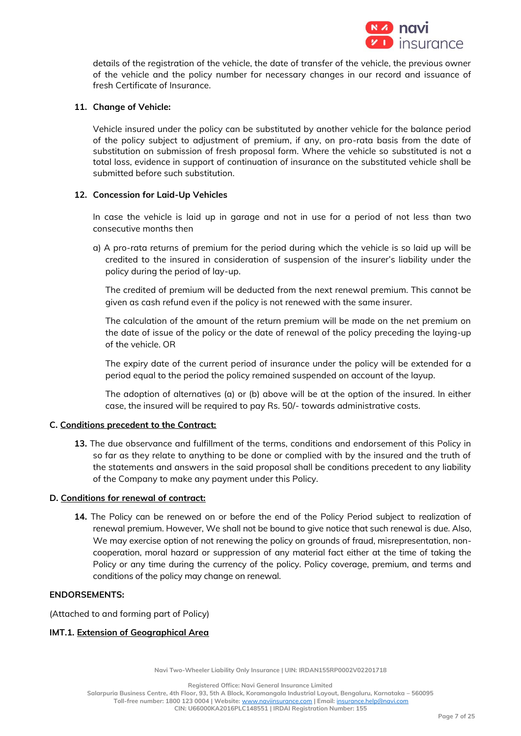details of the registration of the vehicle, the date of transfer of the vehicle, the previous owner of the vehicle and the policy number for necessary changes in our record and issuance of fresh Certificate of Insurance.

**11. Change of Vehicle:**

Vehicle insured under the policy can be substituted by another vehicle for the balance period of the policy subject to adjustment of premium, if any, on pro-rata basis from the date of substitution on submission of fresh proposal form. Where the vehicle so substituted is not a total loss, evidence in support of continuation of insurance on the substituted vehicle shall be submitted before such substitution.

**12. Concession for Laid-Up Vehicles**

In case the vehicle is laid up in garage and not in use for a period of not less than two consecutive months then

a) A pro-rata returns of premium for the period during which the vehicle is so laid up will be credited to the insured in consideration of suspension of the insurer's liability under the policy during the period of lay-up.

The credited of premium will be deducted from the next renewal premium. This cannot be given as cash refund even if the policy is not renewed with the same insurer.

The calculation of the amount of the return premium will be made on the net premium on the date of issue of the policy or the date of renewal of the policy preceding the laying-up of the vehicle. OR

The expiry date of the current period of insurance under the policy will be extended for a period equal to the period the policy remained suspended on account of the layup.

The adoption of alternatives (a) or (b) above will be at the option of the insured. In either case, the insured will be required to pay Rs. 50/- towards administrative costs.

**C. Conditions precedent to the Contract:**

**13.** The due observance and fulfillment of the terms, conditions and endorsement of this Policy in so far as they relate to anything to be done or complied with by the insured and the truth of the statements and answers in the said proposal shall be conditions precedent to any liability of the Company to make any payment under this Policy.

**D. Conditions for renewal of contract:**

**14.** The Policy can be renewed on or before the end of the Policy Period subject to realization of renewal premium. However, We shall not be bound to give notice that such renewal is due. Also, We may exercise option of not renewing the policy on grounds of fraud, misrepresentation, non-cooperation, moral hazard or suppression of any material fact either at the time of taking the Policy or any time during the currency of the policy. Policy coverage, premium, and terms and conditions of the policy may change on renewal.

**ENDORSEMENTS:**

(Attached to and forming part of Policy)

**IMT.1. Extension of Geographical Area**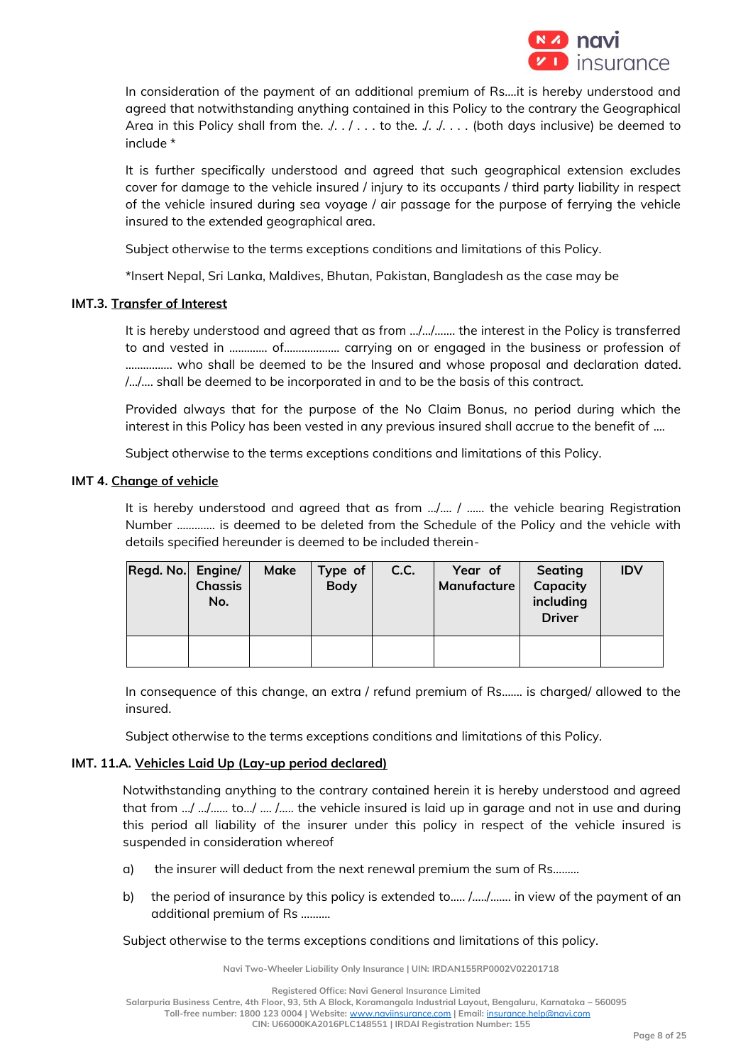In consideration of the payment of an additional premium of Rs....it is hereby understood and agreed that notwithstanding anything contained in this Policy to the contrary the Geographical Area in this Policy shall from the. ./. . / . . . to the. ./. ./. . . . (both days inclusive) be deemed to include *

It is further specifically understood and agreed that such geographical extension excludes cover for damage to the vehicle insured / injury to its occupants / third party liability in respect of the vehicle insured during sea voyage / air passage for the purpose of ferrying the vehicle insured to the extended geographical area.

Subject otherwise to the terms exceptions conditions and limitations of this Policy.

*Insert Nepal, Sri Lanka, Maldives, Bhutan, Pakistan, Bangladesh as the case may be

**IMT.3. Transfer of Interest**

It is hereby understood and agreed that as from .../.../....... the interest in the Policy is transferred to and vested in ............ of.................. carrying on or engaged in the business or profession of ................ who shall be deemed to be the Insured and whose proposal and declaration dated. /.../.... shall be deemed to be incorporated in and to be the basis of this contract.

Provided always that for the purpose of the No Claim Bonus, no period during which the interest in this Policy has been vested in any previous insured shall accrue to the benefit of ....

Subject otherwise to the terms exceptions conditions and limitations of this Policy.

**IMT 4. Change of vehicle**

It is hereby understood and agreed that as from .../.... / ...... the vehicle bearing Registration Number ............ is deemed to be deleted from the Schedule of the Policy and the vehicle with details specified hereunder is deemed to be included therein-

| Regd. No. | Engine/ Chassis No. | Make | Type of Body | C.C. | Year of Manufacture | Seating Capacity including Driver | IDV |
|---|---|---|---|---|---|---|---|
| | | | | | | | |

In consequence of this change, an extra / refund premium of Rs....... is charged/ allowed to the insured.

Subject otherwise to the terms exceptions conditions and limitations of this Policy.

**IMT. 11.A. Vehicles Laid Up (Lay-up period declared)**

Notwithstanding anything to the contrary contained herein it is hereby understood and agreed that from .../ .../...... to.../ .... /..... the vehicle insured is laid up in garage and not in use and during this period all liability of the insurer under this policy in respect of the vehicle insured is suspended in consideration whereof

a) the insurer will deduct from the next renewal premium the sum of Rs.........

b) the period of insurance by this policy is extended to..... /...../....... in view of the payment of an additional premium of Rs ..........

Subject otherwise to the terms exceptions conditions and limitations of this policy.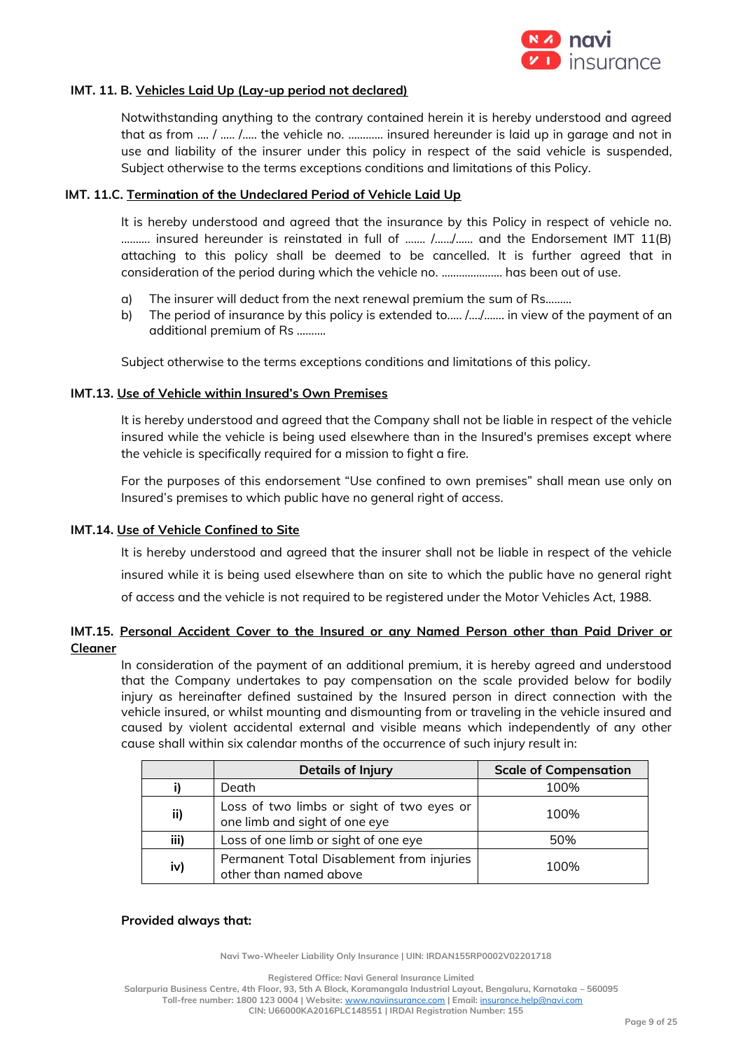**IMT. 11. B. Vehicles Laid Up (Lay-up period not declared)**

Notwithstanding anything to the contrary contained herein it is hereby understood and agreed that as from .... / ..... /..... the vehicle no. ............ insured hereunder is laid up in garage and not in use and liability of the insurer under this policy in respect of the said vehicle is suspended, Subject otherwise to the terms exceptions conditions and limitations of this Policy.

**IMT. 11.C. Termination of the Undeclared Period of Vehicle Laid Up**

It is hereby understood and agreed that the insurance by this Policy in respect of vehicle no. .......... insured hereunder is reinstated in full of ....... /....../...... and the Endorsement IMT 11(B) attaching to this policy shall be deemed to be cancelled. It is further agreed that in consideration of the period during which the vehicle no. ..................... has been out of use.

a) The insurer will deduct from the next renewal premium the sum of Rs.........
b) The period of insurance by this policy is extended to..... /..../....... in view of the payment of an additional premium of Rs ..........

Subject otherwise to the terms exceptions conditions and limitations of this policy.

**IMT.13. Use of Vehicle within Insured's Own Premises**

It is hereby understood and agreed that the Company shall not be liable in respect of the vehicle insured while the vehicle is being used elsewhere than in the Insured's premises except where the vehicle is specifically required for a mission to fight a fire.

For the purposes of this endorsement "Use confined to own premises" shall mean use only on Insured's premises to which public have no general right of access.

**IMT.14. Use of Vehicle Confined to Site**

It is hereby understood and agreed that the insurer shall not be liable in respect of the vehicle insured while it is being used elsewhere than on site to which the public have no general right of access and the vehicle is not required to be registered under the Motor Vehicles Act, 1988.

**IMT.15. Personal Accident Cover to the Insured or any Named Person other than Paid Driver or Cleaner**

In consideration of the payment of an additional premium, it is hereby agreed and understood that the Company undertakes to pay compensation on the scale provided below for bodily injury as hereinafter defined sustained by the Insured person in direct connection with the vehicle insured, or whilst mounting and dismounting from or traveling in the vehicle insured and caused by violent accidental external and visible means which independently of any other cause shall within six calendar months of the occurrence of such injury result in:

| | Details of Injury | Scale of Compensation |
|---|---|---|
| **i)** | Death | 100% |
| **ii)** | Loss of two limbs or sight of two eyes or one limb and sight of one eye | 100% |
| **iii)** | Loss of one limb or sight of one eye | 50% |
| **iv)** | Permanent Total Disablement from injuries other than named above | 100% |

**Provided always that:**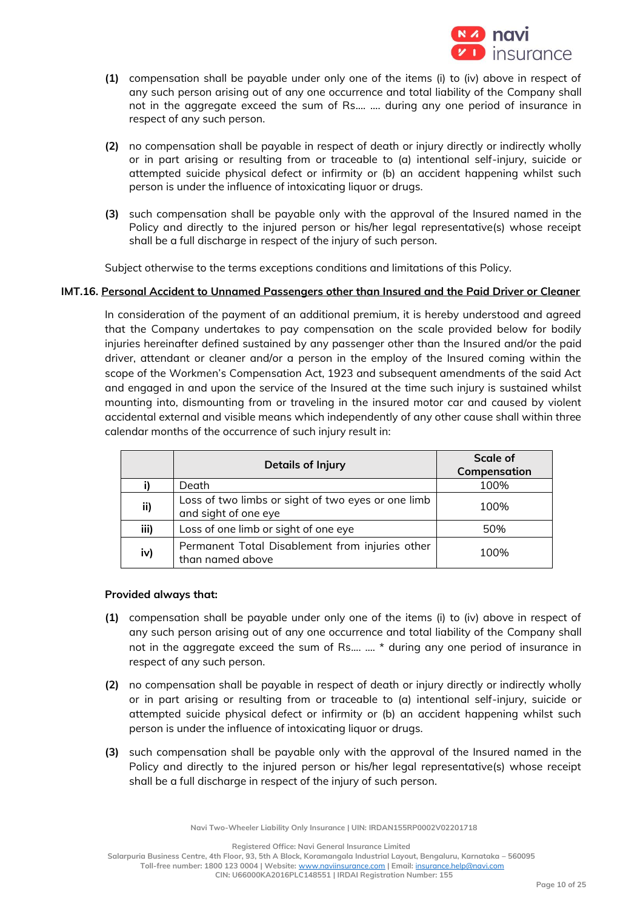**(1)** compensation shall be payable under only one of the items (i) to (iv) above in respect of any such person arising out of any one occurrence and total liability of the Company shall not in the aggregate exceed the sum of Rs.... .... during any one period of insurance in respect of any such person.

**(2)** no compensation shall be payable in respect of death or injury directly or indirectly wholly or in part arising or resulting from or traceable to (a) intentional self-injury, suicide or attempted suicide physical defect or infirmity or (b) an accident happening whilst such person is under the influence of intoxicating liquor or drugs.

**(3)** such compensation shall be payable only with the approval of the Insured named in the Policy and directly to the injured person or his/her legal representative(s) whose receipt shall be a full discharge in respect of the injury of such person.

Subject otherwise to the terms exceptions conditions and limitations of this Policy.

**IMT.16. Personal Accident to Unnamed Passengers other than Insured and the Paid Driver or Cleaner**

In consideration of the payment of an additional premium, it is hereby understood and agreed that the Company undertakes to pay compensation on the scale provided below for bodily injuries hereinafter defined sustained by any passenger other than the Insured and/or the paid driver, attendant or cleaner and/or a person in the employ of the Insured coming within the scope of the Workmen's Compensation Act, 1923 and subsequent amendments of the said Act and engaged in and upon the service of the Insured at the time such injury is sustained whilst mounting into, dismounting from or traveling in the insured motor car and caused by violent accidental external and visible means which independently of any other cause shall within three calendar months of the occurrence of such injury result in:

| | Details of Injury | Scale of Compensation |
|---|---|---|
| i) | Death | 100% |
| ii) | Loss of two limbs or sight of two eyes or one limb and sight of one eye | 100% |
| iii) | Loss of one limb or sight of one eye | 50% |
| iv) | Permanent Total Disablement from injuries other than named above | 100% |

**Provided always that:**

**(1)** compensation shall be payable under only one of the items (i) to (iv) above in respect of any such person arising out of any one occurrence and total liability of the Company shall not in the aggregate exceed the sum of Rs.... .... * during any one period of insurance in respect of any such person.

**(2)** no compensation shall be payable in respect of death or injury directly or indirectly wholly or in part arising or resulting from or traceable to (a) intentional self-injury, suicide or attempted suicide physical defect or infirmity or (b) an accident happening whilst such person is under the influence of intoxicating liquor or drugs.

**(3)** such compensation shall be payable only with the approval of the Insured named in the Policy and directly to the injured person or his/her legal representative(s) whose receipt shall be a full discharge in respect of the injury of such person.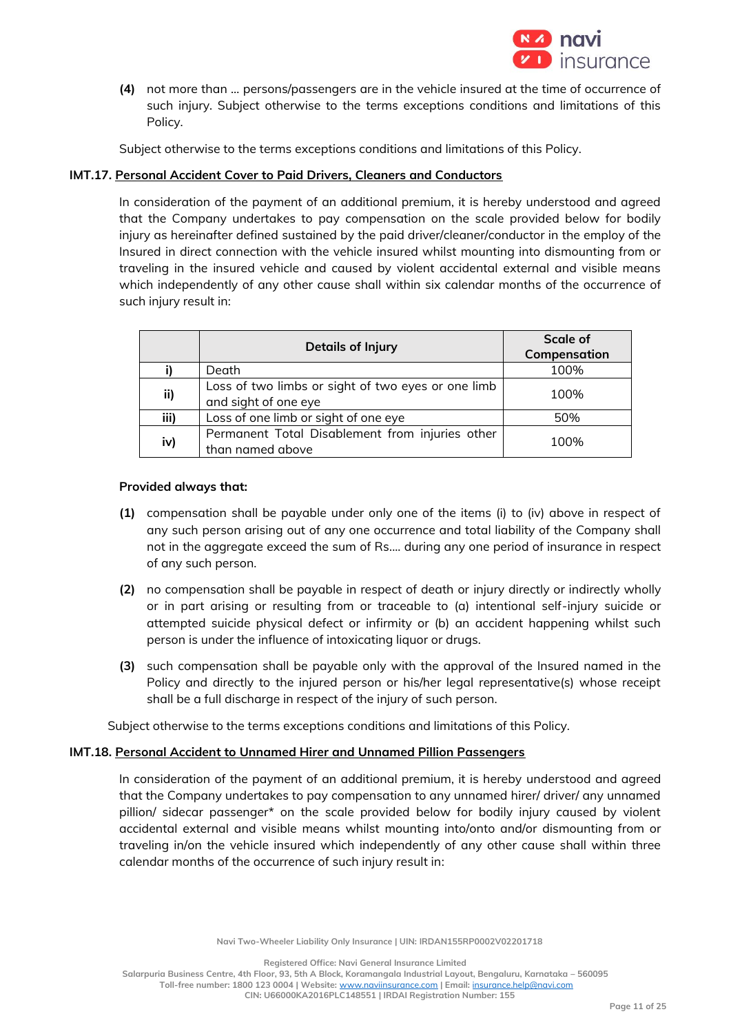**(4)** not more than … persons/passengers are in the vehicle insured at the time of occurrence of such injury. Subject otherwise to the terms exceptions conditions and limitations of this Policy.

Subject otherwise to the terms exceptions conditions and limitations of this Policy.

**IMT.17. Personal Accident Cover to Paid Drivers, Cleaners and Conductors**

In consideration of the payment of an additional premium, it is hereby understood and agreed that the Company undertakes to pay compensation on the scale provided below for bodily injury as hereinafter defined sustained by the paid driver/cleaner/conductor in the employ of the Insured in direct connection with the vehicle insured whilst mounting into dismounting from or traveling in the insured vehicle and caused by violent accidental external and visible means which independently of any other cause shall within six calendar months of the occurrence of such injury result in:

| | Details of Injury | Scale of Compensation |
|---|---|---|
| i) | Death | 100% |
| ii) | Loss of two limbs or sight of two eyes or one limb and sight of one eye | 100% |
| iii) | Loss of one limb or sight of one eye | 50% |
| iv) | Permanent Total Disablement from injuries other than named above | 100% |

**Provided always that:**

**(1)** compensation shall be payable under only one of the items (i) to (iv) above in respect of any such person arising out of any one occurrence and total liability of the Company shall not in the aggregate exceed the sum of Rs.… during any one period of insurance in respect of any such person.

**(2)** no compensation shall be payable in respect of death or injury directly or indirectly wholly or in part arising or resulting from or traceable to (a) intentional self-injury suicide or attempted suicide physical defect or infirmity or (b) an accident happening whilst such person is under the influence of intoxicating liquor or drugs.

**(3)** such compensation shall be payable only with the approval of the Insured named in the Policy and directly to the injured person or his/her legal representative(s) whose receipt shall be a full discharge in respect of the injury of such person.

Subject otherwise to the terms exceptions conditions and limitations of this Policy.

**IMT.18. Personal Accident to Unnamed Hirer and Unnamed Pillion Passengers**

In consideration of the payment of an additional premium, it is hereby understood and agreed that the Company undertakes to pay compensation to any unnamed hirer/ driver/ any unnamed pillion/ sidecar passenger* on the scale provided below for bodily injury caused by violent accidental external and visible means whilst mounting into/onto and/or dismounting from or traveling in/on the vehicle insured which independently of any other cause shall within three calendar months of the occurrence of such injury result in: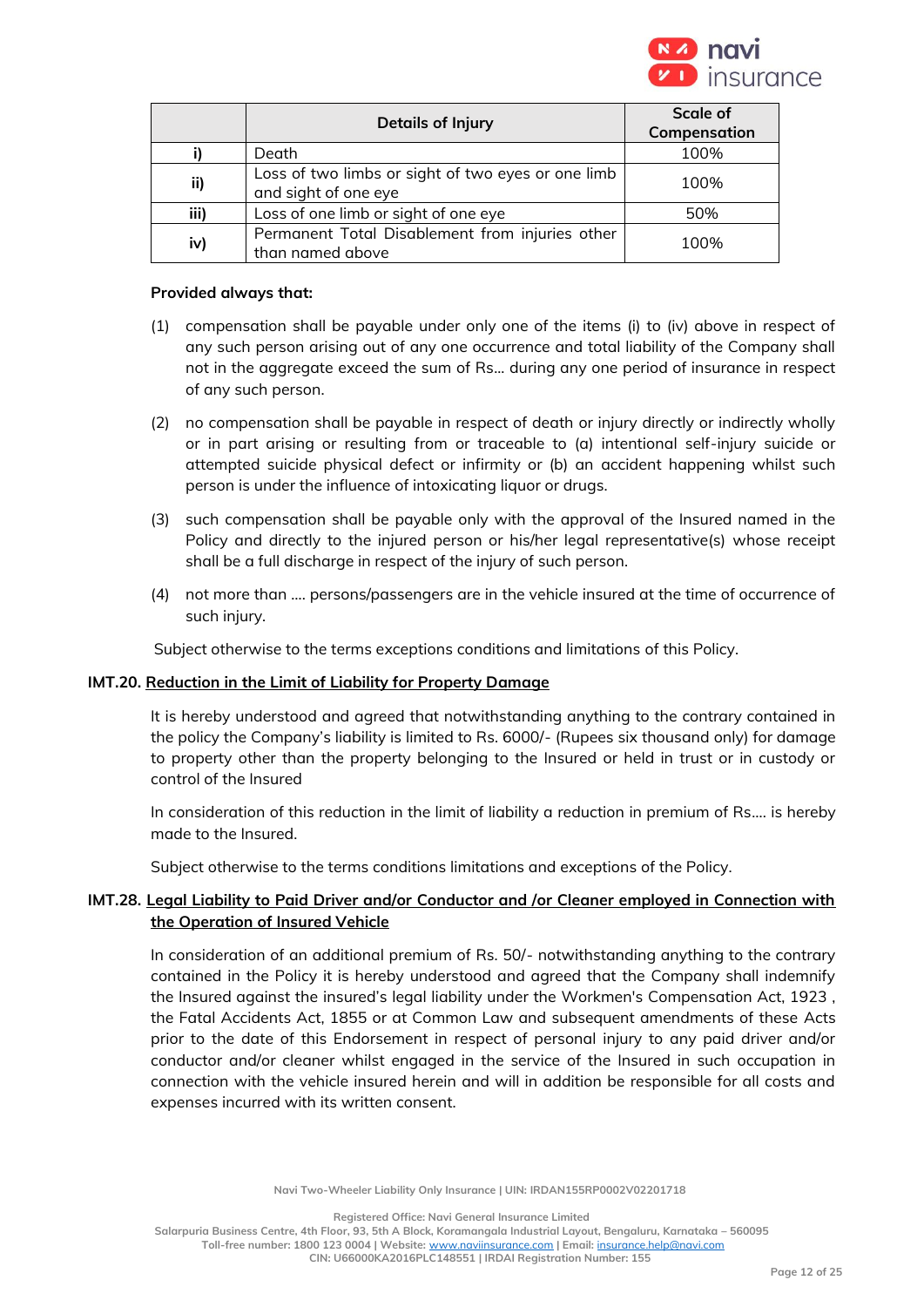| | Details of Injury | Scale of Compensation |
|---|---|---|
| **i)** | Death | 100% |
| **ii)** | Loss of two limbs or sight of two eyes or one limb and sight of one eye | 100% |
| **iii)** | Loss of one limb or sight of one eye | 50% |
| **iv)** | Permanent Total Disablement from injuries other than named above | 100% |

**Provided always that:**

(1) compensation shall be payable under only one of the items (i) to (iv) above in respect of any such person arising out of any one occurrence and total liability of the Company shall not in the aggregate exceed the sum of Rs... during any one period of insurance in respect of any such person.

(2) no compensation shall be payable in respect of death or injury directly or indirectly wholly or in part arising or resulting from or traceable to (a) intentional self-injury suicide or attempted suicide physical defect or infirmity or (b) an accident happening whilst such person is under the influence of intoxicating liquor or drugs.

(3) such compensation shall be payable only with the approval of the Insured named in the Policy and directly to the injured person or his/her legal representative(s) whose receipt shall be a full discharge in respect of the injury of such person.

(4) not more than .... persons/passengers are in the vehicle insured at the time of occurrence of such injury.

Subject otherwise to the terms exceptions conditions and limitations of this Policy.

**IMT.20. Reduction in the Limit of Liability for Property Damage**

It is hereby understood and agreed that notwithstanding anything to the contrary contained in the policy the Company's liability is limited to Rs. 6000/- (Rupees six thousand only) for damage to property other than the property belonging to the Insured or held in trust or in custody or control of the Insured

In consideration of this reduction in the limit of liability a reduction in premium of Rs.... is hereby made to the Insured.

Subject otherwise to the terms conditions limitations and exceptions of the Policy.

**IMT.28. Legal Liability to Paid Driver and/or Conductor and /or Cleaner employed in Connection with the Operation of Insured Vehicle**

In consideration of an additional premium of Rs. 50/- notwithstanding anything to the contrary contained in the Policy it is hereby understood and agreed that the Company shall indemnify the Insured against the insured's legal liability under the Workmen's Compensation Act, 1923 , the Fatal Accidents Act, 1855 or at Common Law and subsequent amendments of these Acts prior to the date of this Endorsement in respect of personal injury to any paid driver and/or conductor and/or cleaner whilst engaged in the service of the Insured in such occupation in connection with the vehicle insured herein and will in addition be responsible for all costs and expenses incurred with its written consent.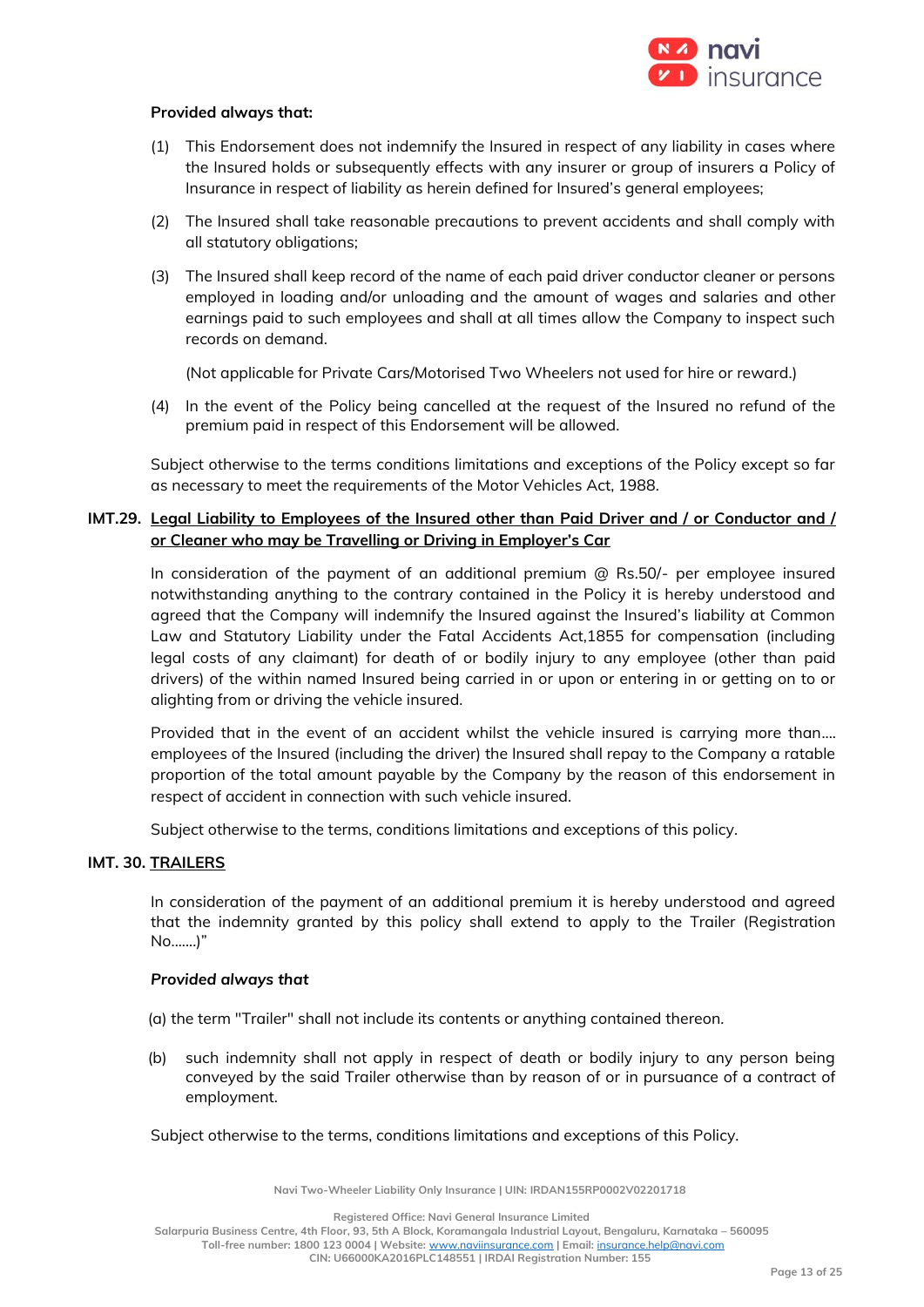**Provided always that:**

(1) This Endorsement does not indemnify the Insured in respect of any liability in cases where the Insured holds or subsequently effects with any insurer or group of insurers a Policy of Insurance in respect of liability as herein defined for Insured's general employees;

(2) The Insured shall take reasonable precautions to prevent accidents and shall comply with all statutory obligations;

(3) The Insured shall keep record of the name of each paid driver conductor cleaner or persons employed in loading and/or unloading and the amount of wages and salaries and other earnings paid to such employees and shall at all times allow the Company to inspect such records on demand.

(Not applicable for Private Cars/Motorised Two Wheelers not used for hire or reward.)

(4) In the event of the Policy being cancelled at the request of the Insured no refund of the premium paid in respect of this Endorsement will be allowed.

Subject otherwise to the terms conditions limitations and exceptions of the Policy except so far as necessary to meet the requirements of the Motor Vehicles Act, 1988.

**IMT.29. <u>Legal Liability to Employees of the Insured other than Paid Driver and / or Conductor and / or Cleaner who may be Travelling or Driving in Employer's Car</u>**

In consideration of the payment of an additional premium @ Rs.50/- per employee insured notwithstanding anything to the contrary contained in the Policy it is hereby understood and agreed that the Company will indemnify the Insured against the Insured's liability at Common Law and Statutory Liability under the Fatal Accidents Act,1855 for compensation (including legal costs of any claimant) for death of or bodily injury to any employee (other than paid drivers) of the within named Insured being carried in or upon or entering in or getting on to or alighting from or driving the vehicle insured.

Provided that in the event of an accident whilst the vehicle insured is carrying more than.... employees of the Insured (including the driver) the Insured shall repay to the Company a ratable proportion of the total amount payable by the Company by the reason of this endorsement in respect of accident in connection with such vehicle insured.

Subject otherwise to the terms, conditions limitations and exceptions of this policy.

**IMT. 30. <u>TRAILERS</u>**

In consideration of the payment of an additional premium it is hereby understood and agreed that the indemnity granted by this policy shall extend to apply to the Trailer (Registration No.......)"

***Provided always that***

(a) the term "Trailer" shall not include its contents or anything contained thereon.

(b) such indemnity shall not apply in respect of death or bodily injury to any person being conveyed by the said Trailer otherwise than by reason of or in pursuance of a contract of employment.

Subject otherwise to the terms, conditions limitations and exceptions of this Policy.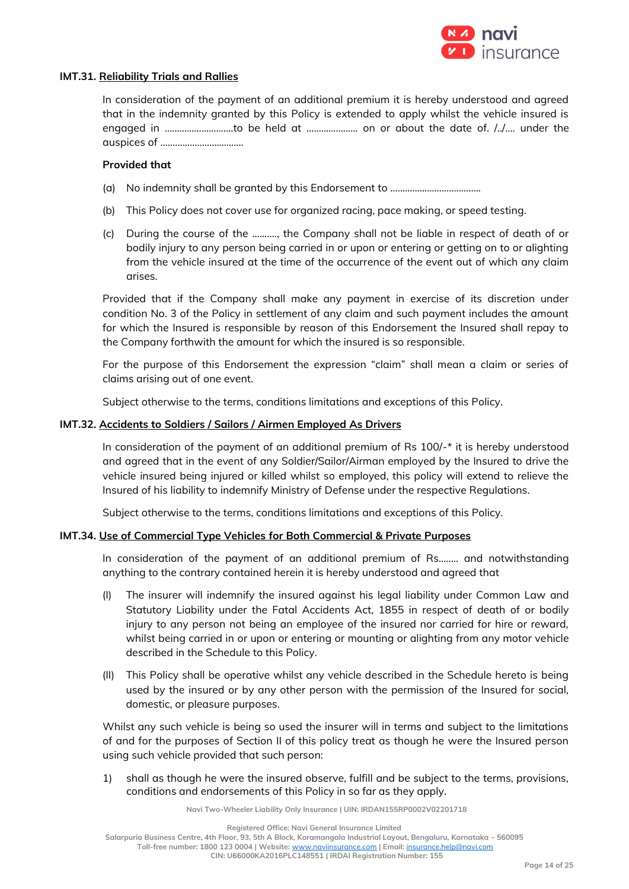### IMT.31. Reliability Trials and Rallies

In consideration of the payment of an additional premium it is hereby understood and agreed that in the indemnity granted by this Policy is extended to apply whilst the vehicle insured is engaged in ..........................to be held at ..................... on or about the date of. /../.... under the auspices of ..................................

**Provided that**

(a) No indemnity shall be granted by this Endorsement to .....................................

(b) This Policy does not cover use for organized racing, pace making, or speed testing.

(c) During the course of the .........., the Company shall not be liable in respect of death of or bodily injury to any person being carried in or upon or entering or getting on to or alighting from the vehicle insured at the time of the occurrence of the event out of which any claim arises.

Provided that if the Company shall make any payment in exercise of its discretion under condition No. 3 of the Policy in settlement of any claim and such payment includes the amount for which the Insured is responsible by reason of this Endorsement the Insured shall repay to the Company forthwith the amount for which the insured is so responsible.

For the purpose of this Endorsement the expression "claim" shall mean a claim or series of claims arising out of one event.

Subject otherwise to the terms, conditions limitations and exceptions of this Policy.

### IMT.32. Accidents to Soldiers / Sailors / Airmen Employed As Drivers

In consideration of the payment of an additional premium of Rs 100/-* it is hereby understood and agreed that in the event of any Soldier/Sailor/Airman employed by the Insured to drive the vehicle insured being injured or killed whilst so employed, this policy will extend to relieve the Insured of his liability to indemnify Ministry of Defense under the respective Regulations.

Subject otherwise to the terms, conditions limitations and exceptions of this Policy.

### IMT.34. Use of Commercial Type Vehicles for Both Commercial & Private Purposes

In consideration of the payment of an additional premium of Rs........ and notwithstanding anything to the contrary contained herein it is hereby understood and agreed that

(I) The insurer will indemnify the insured against his legal liability under Common Law and Statutory Liability under the Fatal Accidents Act, 1855 in respect of death of or bodily injury to any person not being an employee of the insured nor carried for hire or reward, whilst being carried in or upon or entering or mounting or alighting from any motor vehicle described in the Schedule to this Policy.

(II) This Policy shall be operative whilst any vehicle described in the Schedule hereto is being used by the insured or by any other person with the permission of the Insured for social, domestic, or pleasure purposes.

Whilst any such vehicle is being so used the insurer will in terms and subject to the limitations of and for the purposes of Section II of this policy treat as though he were the Insured person using such vehicle provided that such person:

1) shall as though he were the insured observe, fulfill and be subject to the terms, provisions, conditions and endorsements of this Policy in so far as they apply.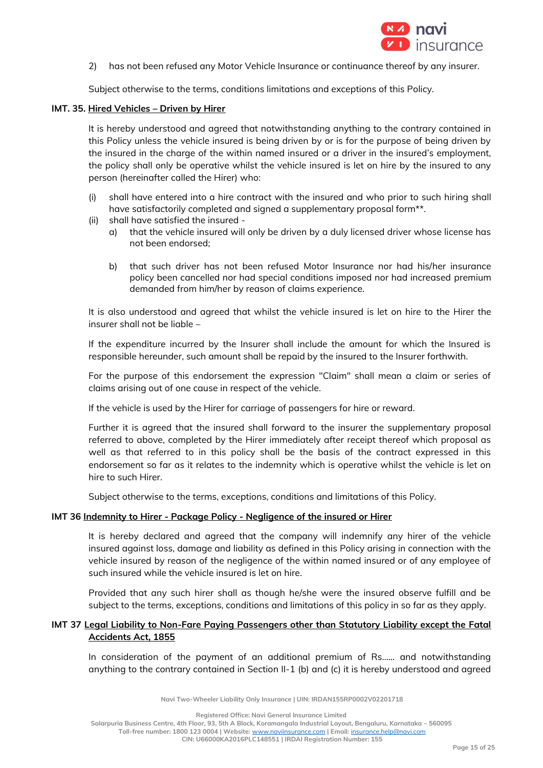2) has not been refused any Motor Vehicle Insurance or continuance thereof by any insurer.

Subject otherwise to the terms, conditions limitations and exceptions of this Policy.

**IMT. 35. Hired Vehicles – Driven by Hirer**

It is hereby understood and agreed that notwithstanding anything to the contrary contained in this Policy unless the vehicle insured is being driven by or is for the purpose of being driven by the insured in the charge of the within named insured or a driver in the insured's employment, the policy shall only be operative whilst the vehicle insured is let on hire by the insured to any person (hereinafter called the Hirer) who:

(i) shall have entered into a hire contract with the insured and who prior to such hiring shall have satisfactorily completed and signed a supplementary proposal form**.

(ii) shall have satisfied the insured -

  a) that the vehicle insured will only be driven by a duly licensed driver whose license has not been endorsed;

  b) that such driver has not been refused Motor Insurance nor had his/her insurance policy been cancelled nor had special conditions imposed nor had increased premium demanded from him/her by reason of claims experience.

It is also understood and agreed that whilst the vehicle insured is let on hire to the Hirer the insurer shall not be liable –

If the expenditure incurred by the Insurer shall include the amount for which the Insured is responsible hereunder, such amount shall be repaid by the insured to the Insurer forthwith.

For the purpose of this endorsement the expression "Claim" shall mean a claim or series of claims arising out of one cause in respect of the vehicle.

If the vehicle is used by the Hirer for carriage of passengers for hire or reward.

Further it is agreed that the insured shall forward to the insurer the supplementary proposal referred to above, completed by the Hirer immediately after receipt thereof which proposal as well as that referred to in this policy shall be the basis of the contract expressed in this endorsement so far as it relates to the indemnity which is operative whilst the vehicle is let on hire to such Hirer.

Subject otherwise to the terms, exceptions, conditions and limitations of this Policy.

**IMT 36 Indemnity to Hirer - Package Policy - Negligence of the insured or Hirer**

It is hereby declared and agreed that the company will indemnify any hirer of the vehicle insured against loss, damage and liability as defined in this Policy arising in connection with the vehicle insured by reason of the negligence of the within named insured or of any employee of such insured while the vehicle insured is let on hire.

Provided that any such hirer shall as though he/she were the insured observe fulfill and be subject to the terms, exceptions, conditions and limitations of this policy in so far as they apply.

**IMT 37 Legal Liability to Non-Fare Paying Passengers other than Statutory Liability except the Fatal Accidents Act, 1855**

In consideration of the payment of an additional premium of Rs...... and notwithstanding anything to the contrary contained in Section II-1 (b) and (c) it is hereby understood and agreed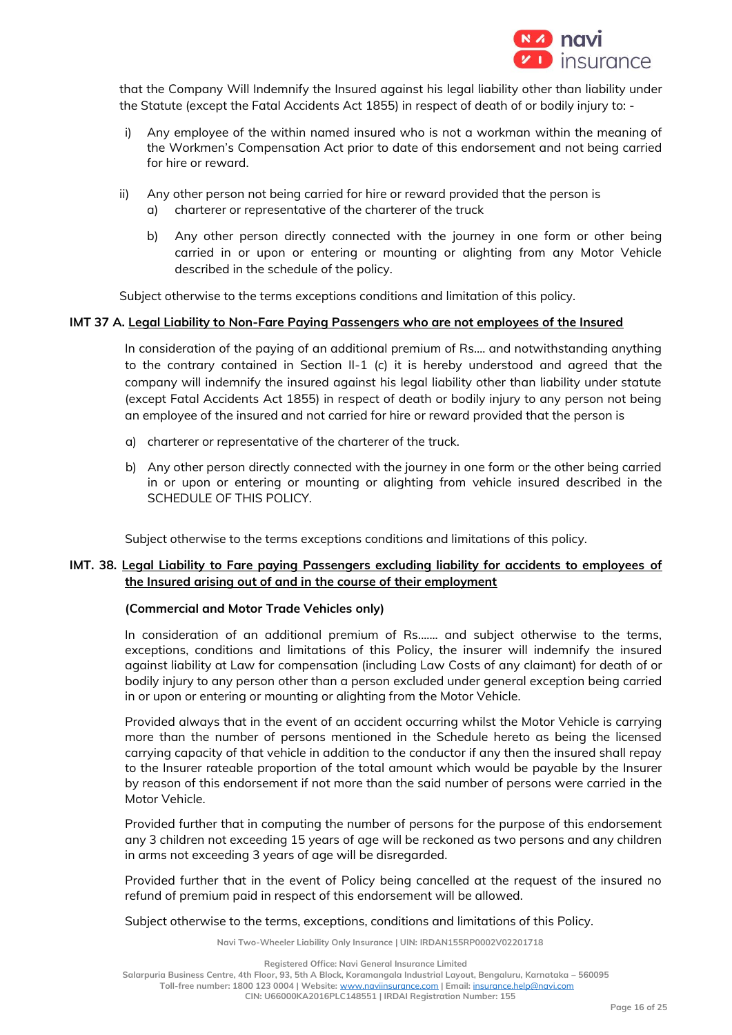that the Company Will Indemnify the Insured against his legal liability other than liability under the Statute (except the Fatal Accidents Act 1855) in respect of death of or bodily injury to: -

i) Any employee of the within named insured who is not a workman within the meaning of the Workmen's Compensation Act prior to date of this endorsement and not being carried for hire or reward.

ii) Any other person not being carried for hire or reward provided that the person is
   a) charterer or representative of the charterer of the truck
   b) Any other person directly connected with the journey in one form or other being carried in or upon or entering or mounting or alighting from any Motor Vehicle described in the schedule of the policy.

Subject otherwise to the terms exceptions conditions and limitation of this policy.

**IMT 37 A. Legal Liability to Non-Fare Paying Passengers who are not employees of the Insured**

In consideration of the paying of an additional premium of Rs.... and notwithstanding anything to the contrary contained in Section II-1 (c) it is hereby understood and agreed that the company will indemnify the insured against his legal liability other than liability under statute (except Fatal Accidents Act 1855) in respect of death or bodily injury to any person not being an employee of the insured and not carried for hire or reward provided that the person is

a) charterer or representative of the charterer of the truck.

b) Any other person directly connected with the journey in one form or the other being carried in or upon or entering or mounting or alighting from vehicle insured described in the SCHEDULE OF THIS POLICY.

Subject otherwise to the terms exceptions conditions and limitations of this policy.

**IMT. 38. Legal Liability to Fare paying Passengers excluding liability for accidents to employees of the Insured arising out of and in the course of their employment**

**(Commercial and Motor Trade Vehicles only)**

In consideration of an additional premium of Rs....... and subject otherwise to the terms, exceptions, conditions and limitations of this Policy, the insurer will indemnify the insured against liability at Law for compensation (including Law Costs of any claimant) for death of or bodily injury to any person other than a person excluded under general exception being carried in or upon or entering or mounting or alighting from the Motor Vehicle.

Provided always that in the event of an accident occurring whilst the Motor Vehicle is carrying more than the number of persons mentioned in the Schedule hereto as being the licensed carrying capacity of that vehicle in addition to the conductor if any then the insured shall repay to the Insurer rateable proportion of the total amount which would be payable by the Insurer by reason of this endorsement if not more than the said number of persons were carried in the Motor Vehicle.

Provided further that in computing the number of persons for the purpose of this endorsement any 3 children not exceeding 15 years of age will be reckoned as two persons and any children in arms not exceeding 3 years of age will be disregarded.

Provided further that in the event of Policy being cancelled at the request of the insured no refund of premium paid in respect of this endorsement will be allowed.

Subject otherwise to the terms, exceptions, conditions and limitations of this Policy.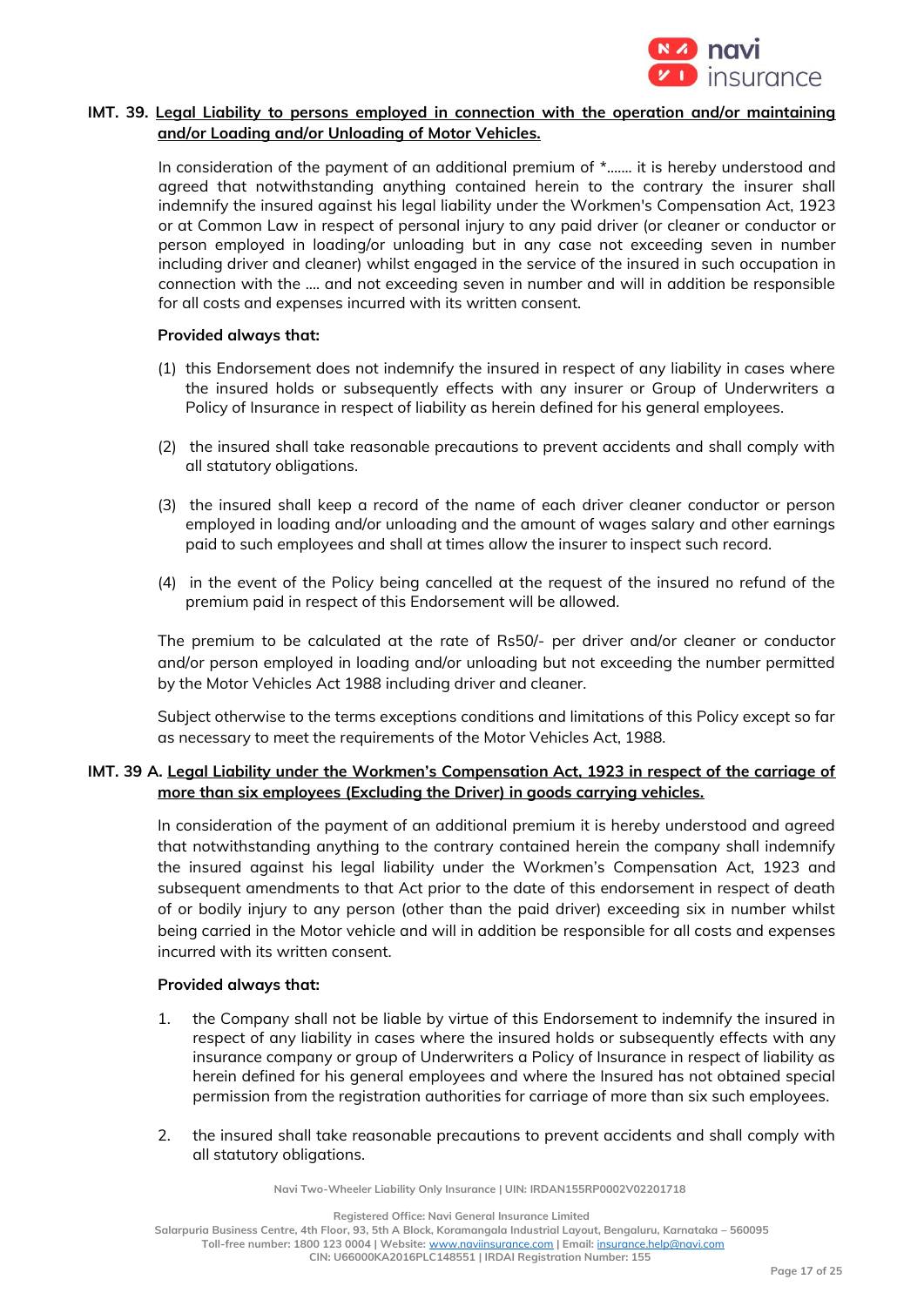**IMT. 39. Legal Liability to persons employed in connection with the operation and/or maintaining and/or Loading and/or Unloading of Motor Vehicles.**

In consideration of the payment of an additional premium of *……. it is hereby understood and agreed that notwithstanding anything contained herein to the contrary the insurer shall indemnify the insured against his legal liability under the Workmen's Compensation Act, 1923 or at Common Law in respect of personal injury to any paid driver (or cleaner or conductor or person employed in loading/or unloading but in any case not exceeding seven in number including driver and cleaner) whilst engaged in the service of the insured in such occupation in connection with the …. and not exceeding seven in number and will in addition be responsible for all costs and expenses incurred with its written consent.

**Provided always that:**

(1) this Endorsement does not indemnify the insured in respect of any liability in cases where the insured holds or subsequently effects with any insurer or Group of Underwriters a Policy of Insurance in respect of liability as herein defined for his general employees.

(2) the insured shall take reasonable precautions to prevent accidents and shall comply with all statutory obligations.

(3) the insured shall keep a record of the name of each driver cleaner conductor or person employed in loading and/or unloading and the amount of wages salary and other earnings paid to such employees and shall at times allow the insurer to inspect such record.

(4) in the event of the Policy being cancelled at the request of the insured no refund of the premium paid in respect of this Endorsement will be allowed.

The premium to be calculated at the rate of Rs50/- per driver and/or cleaner or conductor and/or person employed in loading and/or unloading but not exceeding the number permitted by the Motor Vehicles Act 1988 including driver and cleaner.

Subject otherwise to the terms exceptions conditions and limitations of this Policy except so far as necessary to meet the requirements of the Motor Vehicles Act, 1988.

**IMT. 39 A. Legal Liability under the Workmen's Compensation Act, 1923 in respect of the carriage of more than six employees (Excluding the Driver) in goods carrying vehicles.**

In consideration of the payment of an additional premium it is hereby understood and agreed that notwithstanding anything to the contrary contained herein the company shall indemnify the insured against his legal liability under the Workmen's Compensation Act, 1923 and subsequent amendments to that Act prior to the date of this endorsement in respect of death of or bodily injury to any person (other than the paid driver) exceeding six in number whilst being carried in the Motor vehicle and will in addition be responsible for all costs and expenses incurred with its written consent.

**Provided always that:**

1. the Company shall not be liable by virtue of this Endorsement to indemnify the insured in respect of any liability in cases where the insured holds or subsequently effects with any insurance company or group of Underwriters a Policy of Insurance in respect of liability as herein defined for his general employees and where the Insured has not obtained special permission from the registration authorities for carriage of more than six such employees.

2. the insured shall take reasonable precautions to prevent accidents and shall comply with all statutory obligations.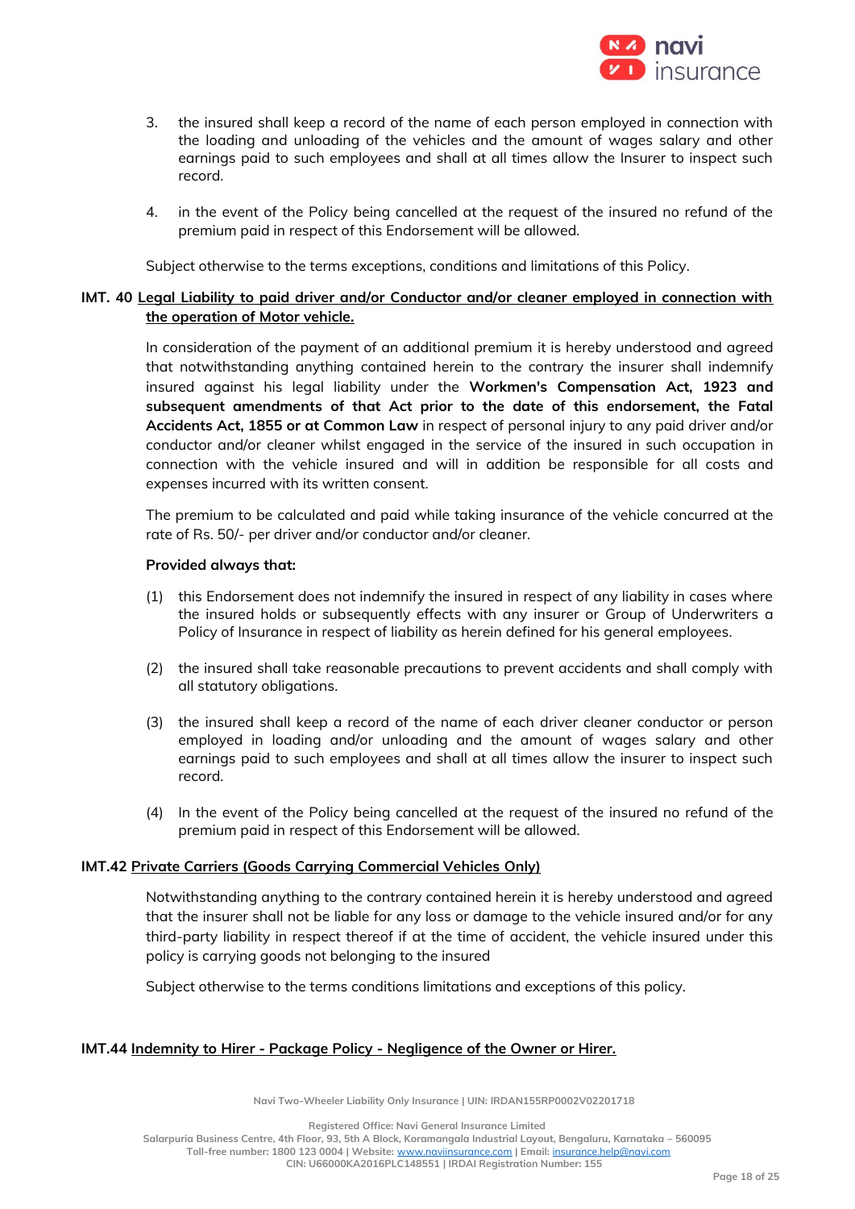3. the insured shall keep a record of the name of each person employed in connection with the loading and unloading of the vehicles and the amount of wages salary and other earnings paid to such employees and shall at all times allow the Insurer to inspect such record.

4. in the event of the Policy being cancelled at the request of the insured no refund of the premium paid in respect of this Endorsement will be allowed.

Subject otherwise to the terms exceptions, conditions and limitations of this Policy.

**IMT. 40** **Legal Liability to paid driver and/or Conductor and/or cleaner employed in connection with the operation of Motor vehicle.**

In consideration of the payment of an additional premium it is hereby understood and agreed that notwithstanding anything contained herein to the contrary the insurer shall indemnify insured against his legal liability under the **Workmen's Compensation Act, 1923 and subsequent amendments of that Act prior to the date of this endorsement, the Fatal Accidents Act, 1855 or at Common Law** in respect of personal injury to any paid driver and/or conductor and/or cleaner whilst engaged in the service of the insured in such occupation in connection with the vehicle insured and will in addition be responsible for all costs and expenses incurred with its written consent.

The premium to be calculated and paid while taking insurance of the vehicle concurred at the rate of Rs. 50/- per driver and/or conductor and/or cleaner.

**Provided always that:**

(1) this Endorsement does not indemnify the insured in respect of any liability in cases where the insured holds or subsequently effects with any insurer or Group of Underwriters a Policy of Insurance in respect of liability as herein defined for his general employees.

(2) the insured shall take reasonable precautions to prevent accidents and shall comply with all statutory obligations.

(3) the insured shall keep a record of the name of each driver cleaner conductor or person employed in loading and/or unloading and the amount of wages salary and other earnings paid to such employees and shall at all times allow the insurer to inspect such record.

(4) In the event of the Policy being cancelled at the request of the insured no refund of the premium paid in respect of this Endorsement will be allowed.

**IMT.42** **Private Carriers (Goods Carrying Commercial Vehicles Only)**

Notwithstanding anything to the contrary contained herein it is hereby understood and agreed that the insurer shall not be liable for any loss or damage to the vehicle insured and/or for any third-party liability in respect thereof if at the time of accident, the vehicle insured under this policy is carrying goods not belonging to the insured

Subject otherwise to the terms conditions limitations and exceptions of this policy.

**IMT.44** **Indemnity to Hirer - Package Policy - Negligence of the Owner or Hirer.**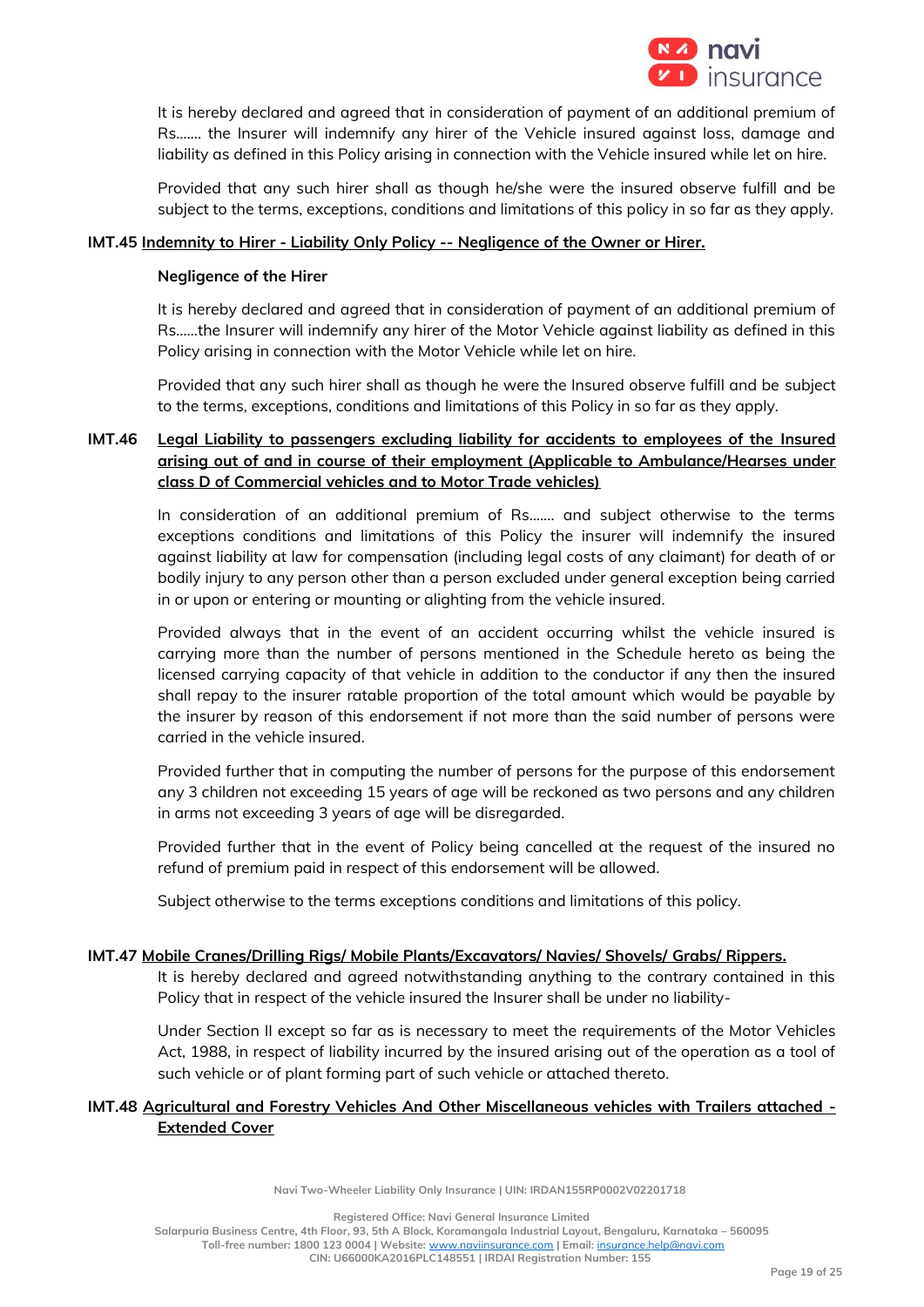It is hereby declared and agreed that in consideration of payment of an additional premium of Rs....... the Insurer will indemnify any hirer of the Vehicle insured against loss, damage and liability as defined in this Policy arising in connection with the Vehicle insured while let on hire.

Provided that any such hirer shall as though he/she were the insured observe fulfill and be subject to the terms, exceptions, conditions and limitations of this policy in so far as they apply.

**IMT.45 Indemnity to Hirer - Liability Only Policy -- Negligence of the Owner or Hirer.**

**Negligence of the Hirer**

It is hereby declared and agreed that in consideration of payment of an additional premium of Rs......the Insurer will indemnify any hirer of the Motor Vehicle against liability as defined in this Policy arising in connection with the Motor Vehicle while let on hire.

Provided that any such hirer shall as though he were the Insured observe fulfill and be subject to the terms, exceptions, conditions and limitations of this Policy in so far as they apply.

**IMT.46 Legal Liability to passengers excluding liability for accidents to employees of the Insured arising out of and in course of their employment (Applicable to Ambulance/Hearses under class D of Commercial vehicles and to Motor Trade vehicles)**

In consideration of an additional premium of Rs....... and subject otherwise to the terms exceptions conditions and limitations of this Policy the insurer will indemnify the insured against liability at law for compensation (including legal costs of any claimant) for death of or bodily injury to any person other than a person excluded under general exception being carried in or upon or entering or mounting or alighting from the vehicle insured.

Provided always that in the event of an accident occurring whilst the vehicle insured is carrying more than the number of persons mentioned in the Schedule hereto as being the licensed carrying capacity of that vehicle in addition to the conductor if any then the insured shall repay to the insurer ratable proportion of the total amount which would be payable by the insurer by reason of this endorsement if not more than the said number of persons were carried in the vehicle insured.

Provided further that in computing the number of persons for the purpose of this endorsement any 3 children not exceeding 15 years of age will be reckoned as two persons and any children in arms not exceeding 3 years of age will be disregarded.

Provided further that in the event of Policy being cancelled at the request of the insured no refund of premium paid in respect of this endorsement will be allowed.

Subject otherwise to the terms exceptions conditions and limitations of this policy.

**IMT.47 Mobile Cranes/Drilling Rigs/ Mobile Plants/Excavators/ Navies/ Shovels/ Grabs/ Rippers.**

It is hereby declared and agreed notwithstanding anything to the contrary contained in this Policy that in respect of the vehicle insured the Insurer shall be under no liability-

Under Section II except so far as is necessary to meet the requirements of the Motor Vehicles Act, 1988, in respect of liability incurred by the insured arising out of the operation as a tool of such vehicle or of plant forming part of such vehicle or attached thereto.

**IMT.48 Agricultural and Forestry Vehicles And Other Miscellaneous vehicles with Trailers attached - Extended Cover**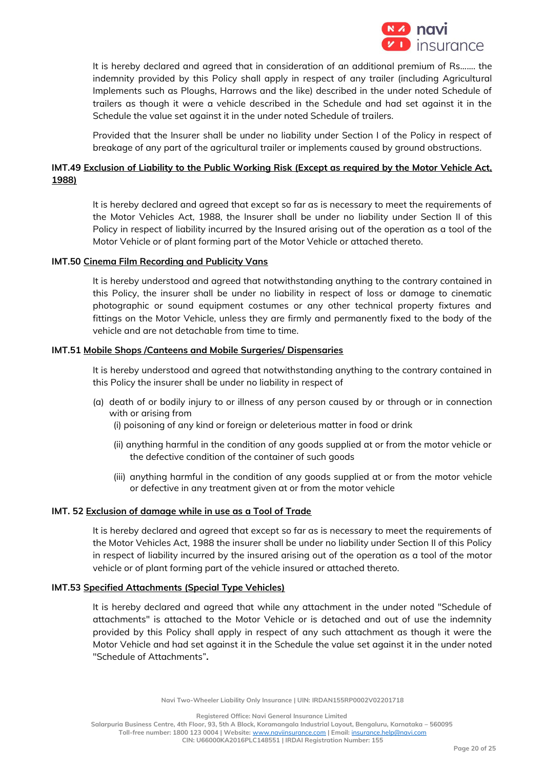It is hereby declared and agreed that in consideration of an additional premium of Rs……. the indemnity provided by this Policy shall apply in respect of any trailer (including Agricultural Implements such as Ploughs, Harrows and the like) described in the under noted Schedule of trailers as though it were a vehicle described in the Schedule and had set against it in the Schedule the value set against it in the under noted Schedule of trailers.

Provided that the Insurer shall be under no liability under Section I of the Policy in respect of breakage of any part of the agricultural trailer or implements caused by ground obstructions.

**IMT.49 Exclusion of Liability to the Public Working Risk (Except as required by the Motor Vehicle Act, 1988)**

It is hereby declared and agreed that except so far as is necessary to meet the requirements of the Motor Vehicles Act, 1988, the Insurer shall be under no liability under Section II of this Policy in respect of liability incurred by the Insured arising out of the operation as a tool of the Motor Vehicle or of plant forming part of the Motor Vehicle or attached thereto.

**IMT.50 Cinema Film Recording and Publicity Vans**

It is hereby understood and agreed that notwithstanding anything to the contrary contained in this Policy, the insurer shall be under no liability in respect of loss or damage to cinematic photographic or sound equipment costumes or any other technical property fixtures and fittings on the Motor Vehicle, unless they are firmly and permanently fixed to the body of the vehicle and are not detachable from time to time.

**IMT.51 Mobile Shops /Canteens and Mobile Surgeries/ Dispensaries**

It is hereby understood and agreed that notwithstanding anything to the contrary contained in this Policy the insurer shall be under no liability in respect of

(a) death of or bodily injury to or illness of any person caused by or through or in connection with or arising from
   (i) poisoning of any kind or foreign or deleterious matter in food or drink

   (ii) anything harmful in the condition of any goods supplied at or from the motor vehicle or the defective condition of the container of such goods

   (iii) anything harmful in the condition of any goods supplied at or from the motor vehicle or defective in any treatment given at or from the motor vehicle

**IMT. 52 Exclusion of damage while in use as a Tool of Trade**

It is hereby declared and agreed that except so far as is necessary to meet the requirements of the Motor Vehicles Act, 1988 the insurer shall be under no liability under Section II of this Policy in respect of liability incurred by the insured arising out of the operation as a tool of the motor vehicle or of plant forming part of the vehicle insured or attached thereto.

**IMT.53 Specified Attachments (Special Type Vehicles)**

It is hereby declared and agreed that while any attachment in the under noted "Schedule of attachments" is attached to the Motor Vehicle or is detached and out of use the indemnity provided by this Policy shall apply in respect of any such attachment as though it were the Motor Vehicle and had set against it in the Schedule the value set against it in the under noted "Schedule of Attachments"**.**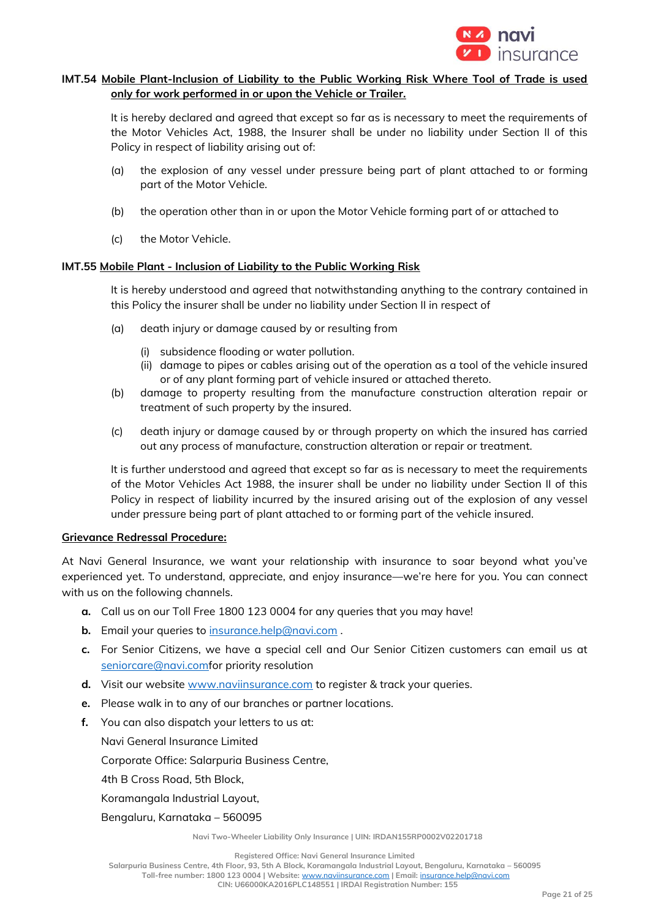**IMT.54 Mobile Plant-Inclusion of Liability to the Public Working Risk Where Tool of Trade is used only for work performed in or upon the Vehicle or Trailer.**

It is hereby declared and agreed that except so far as is necessary to meet the requirements of the Motor Vehicles Act, 1988, the Insurer shall be under no liability under Section II of this Policy in respect of liability arising out of:

(a) the explosion of any vessel under pressure being part of plant attached to or forming part of the Motor Vehicle.

(b) the operation other than in or upon the Motor Vehicle forming part of or attached to

(c) the Motor Vehicle.

**IMT.55 Mobile Plant - Inclusion of Liability to the Public Working Risk**

It is hereby understood and agreed that notwithstanding anything to the contrary contained in this Policy the insurer shall be under no liability under Section II in respect of

(a) death injury or damage caused by or resulting from

  (i) subsidence flooding or water pollution.
  (ii) damage to pipes or cables arising out of the operation as a tool of the vehicle insured or of any plant forming part of vehicle insured or attached thereto.

(b) damage to property resulting from the manufacture construction alteration repair or treatment of such property by the insured.

(c) death injury or damage caused by or through property on which the insured has carried out any process of manufacture, construction alteration or repair or treatment.

It is further understood and agreed that except so far as is necessary to meet the requirements of the Motor Vehicles Act 1988, the insurer shall be under no liability under Section II of this Policy in respect of liability incurred by the insured arising out of the explosion of any vessel under pressure being part of plant attached to or forming part of the vehicle insured.

**Grievance Redressal Procedure:**

At Navi General Insurance, we want your relationship with insurance to soar beyond what you've experienced yet. To understand, appreciate, and enjoy insurance—we're here for you. You can connect with us on the following channels.

**a.** Call us on our Toll Free 1800 123 0004 for any queries that you may have!

**b.** Email your queries to insurance.help@navi.com .

**c.** For Senior Citizens, we have a special cell and Our Senior Citizen customers can email us at seniorcare@navi.comfor priority resolution

**d.** Visit our website www.naviinsurance.com to register & track your queries.

**e.** Please walk in to any of our branches or partner locations.

**f.** You can also dispatch your letters to us at:

Navi General Insurance Limited
Corporate Office: Salarpuria Business Centre,
4th B Cross Road, 5th Block,
Koramangala Industrial Layout,
Bengaluru, Karnataka – 560095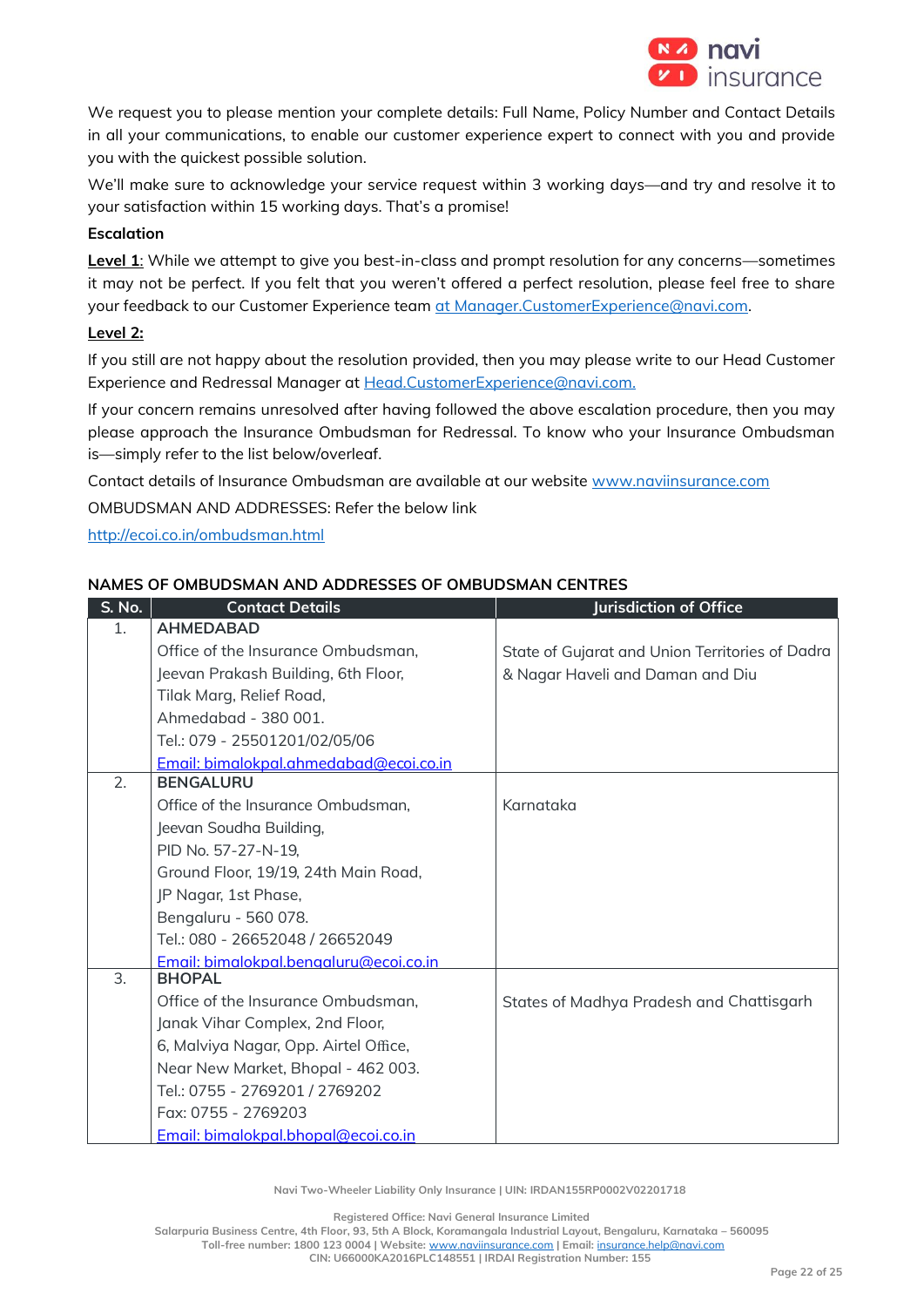We request you to please mention your complete details: Full Name, Policy Number and Contact Details in all your communications, to enable our customer experience expert to connect with you and provide you with the quickest possible solution.

We'll make sure to acknowledge your service request within 3 working days—and try and resolve it to your satisfaction within 15 working days. That's a promise!

**Escalation**

**Level 1**: While we attempt to give you best-in-class and prompt resolution for any concerns—sometimes it may not be perfect. If you felt that you weren't offered a perfect resolution, please feel free to share your feedback to our Customer Experience team at Manager.CustomerExperience@navi.com.

**Level 2:**

If you still are not happy about the resolution provided, then you may please write to our Head Customer Experience and Redressal Manager at Head.CustomerExperience@navi.com.

If your concern remains unresolved after having followed the above escalation procedure, then you may please approach the Insurance Ombudsman for Redressal. To know who your Insurance Ombudsman is—simply refer to the list below/overleaf.

Contact details of Insurance Ombudsman are available at our website www.naviinsurance.com

OMBUDSMAN AND ADDRESSES: Refer the below link

http://ecoi.co.in/ombudsman.html

**NAMES OF OMBUDSMAN AND ADDRESSES OF OMBUDSMAN CENTRES**

| S. No. | Contact Details | Jurisdiction of Office |
|---|---|---|
| 1. | **AHMEDABAD**<br>Office of the Insurance Ombudsman,<br>Jeevan Prakash Building, 6th Floor,<br>Tilak Marg, Relief Road,<br>Ahmedabad - 380 001.<br>Tel.: 079 - 25501201/02/05/06<br>Email: bimalokpal.ahmedabad@ecoi.co.in | State of Gujarat and Union Territories of Dadra & Nagar Haveli and Daman and Diu |
| 2. | **BENGALURU**<br>Office of the Insurance Ombudsman,<br>Jeevan Soudha Building,<br>PID No. 57-27-N-19,<br>Ground Floor, 19/19, 24th Main Road,<br>JP Nagar, 1st Phase,<br>Bengaluru - 560 078.<br>Tel.: 080 - 26652048 / 26652049<br>Email: bimalokpal.bengaluru@ecoi.co.in | Karnataka |
| 3. | **BHOPAL**<br>Office of the Insurance Ombudsman,<br>Janak Vihar Complex, 2nd Floor,<br>6, Malviya Nagar, Opp. Airtel Office,<br>Near New Market, Bhopal - 462 003.<br>Tel.: 0755 - 2769201 / 2769202<br>Fax: 0755 - 2769203<br>Email: bimalokpal.bhopal@ecoi.co.in | States of Madhya Pradesh and Chattisgarh |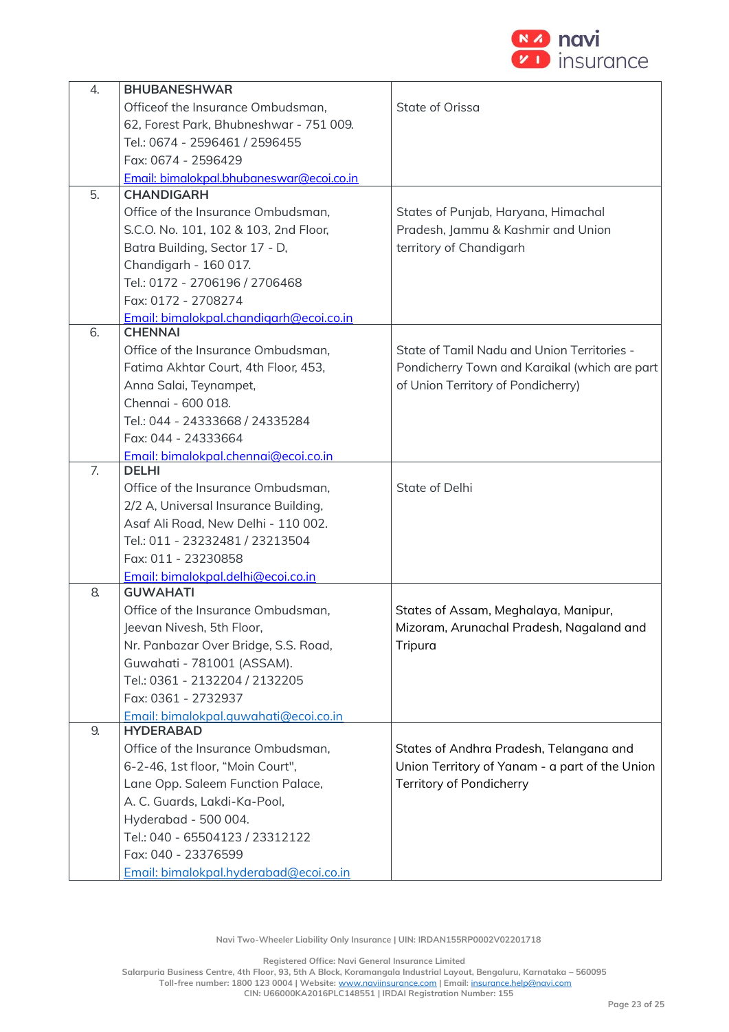| | | |
|---|---|---|
| 4. | **BHUBANESHWAR**<br>Officeof the Insurance Ombudsman,<br>62, Forest Park, Bhubneshwar - 751 009.<br>Tel.: 0674 - 2596461 / 2596455<br>Fax: 0674 - 2596429<br>Email: bimalokpal.bhubaneswar@ecoi.co.in | State of Orissa |
| 5. | **CHANDIGARH**<br>Office of the Insurance Ombudsman,<br>S.C.O. No. 101, 102 & 103, 2nd Floor,<br>Batra Building, Sector 17 - D,<br>Chandigarh - 160 017.<br>Tel.: 0172 - 2706196 / 2706468<br>Fax: 0172 - 2708274<br>Email: bimalokpal.chandigarh@ecoi.co.in | States of Punjab, Haryana, Himachal Pradesh, Jammu & Kashmir and Union territory of Chandigarh |
| 6. | **CHENNAI**<br>Office of the Insurance Ombudsman,<br>Fatima Akhtar Court, 4th Floor, 453,<br>Anna Salai, Teynampet,<br>Chennai - 600 018.<br>Tel.: 044 - 24333668 / 24335284<br>Fax: 044 - 24333664<br>Email: bimalokpal.chennai@ecoi.co.in | State of Tamil Nadu and Union Territories - Pondicherry Town and Karaikal (which are part of Union Territory of Pondicherry) |
| 7. | **DELHI**<br>Office of the Insurance Ombudsman,<br>2/2 A, Universal Insurance Building,<br>Asaf Ali Road, New Delhi - 110 002.<br>Tel.: 011 - 23232481 / 23213504<br>Fax: 011 - 23230858<br>Email: bimalokpal.delhi@ecoi.co.in | State of Delhi |
| 8. | **GUWAHATI**<br>Office of the Insurance Ombudsman,<br>Jeevan Nivesh, 5th Floor,<br>Nr. Panbazar Over Bridge, S.S. Road,<br>Guwahati - 781001 (ASSAM).<br>Tel.: 0361 - 2132204 / 2132205<br>Fax: 0361 - 2732937<br>Email: bimalokpal.guwahati@ecoi.co.in | States of Assam, Meghalaya, Manipur, Mizoram, Arunachal Pradesh, Nagaland and Tripura |
| 9. | **HYDERABAD**<br>Office of the Insurance Ombudsman,<br>6-2-46, 1st floor, "Moin Court",<br>Lane Opp. Saleem Function Palace,<br>A. C. Guards, Lakdi-Ka-Pool,<br>Hyderabad - 500 004.<br>Tel.: 040 - 65504123 / 23312122<br>Fax: 040 - 23376599<br>Email: bimalokpal.hyderabad@ecoi.co.in | States of Andhra Pradesh, Telangana and Union Territory of Yanam - a part of the Union Territory of Pondicherry |

Navi Two-Wheeler Liability Only Insurance | UIN: IRDAN155RP0002V02201718

Registered Office: Navi General Insurance Limited
Salarpuria Business Centre, 4th Floor, 93, 5th A Block, Koramangala Industrial Layout, Bengaluru, Karnataka – 560095
Toll-free number: 1800 123 0004 | Website: www.naviinsurance.com | Email: insurance.help@navi.com
CIN: U66000KA2016PLC148551 | IRDAI Registration Number: 155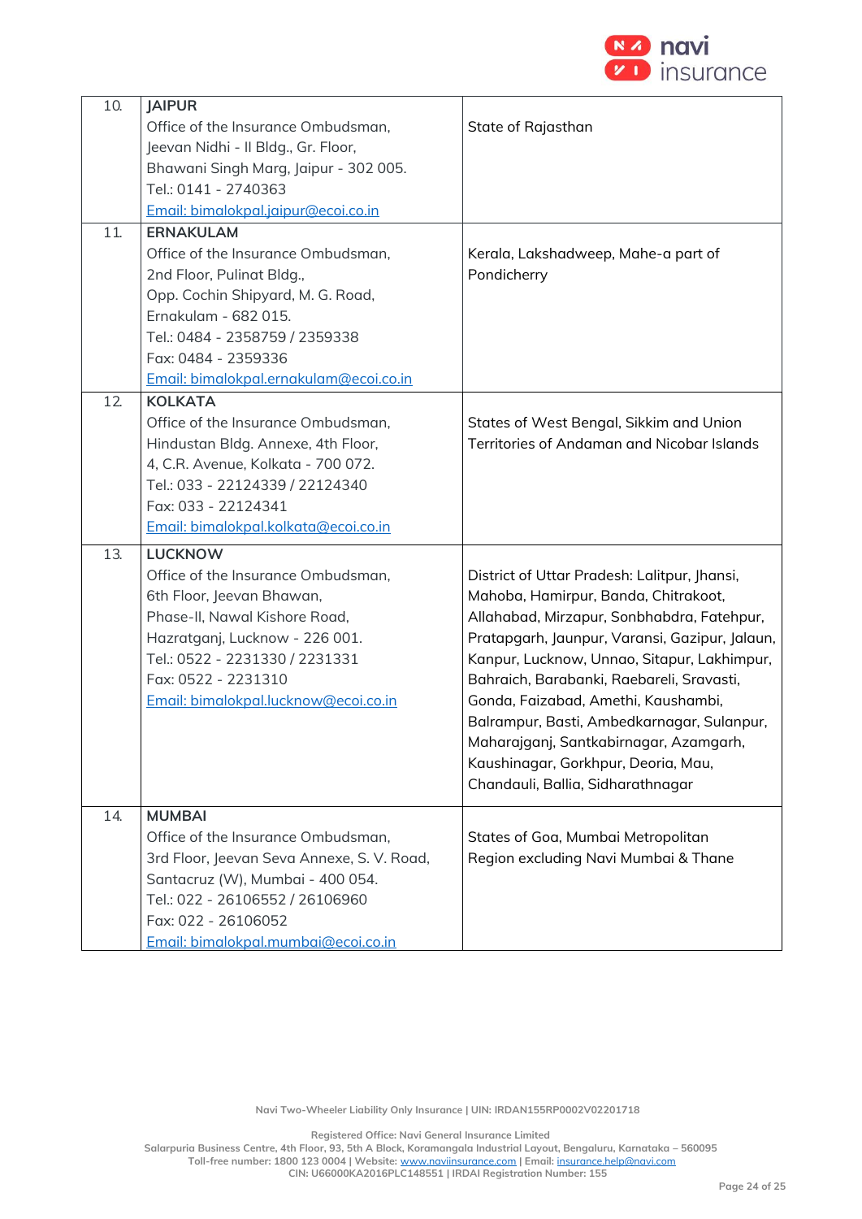| 10. | **JAIPUR**<br>Office of the Insurance Ombudsman,<br>Jeevan Nidhi - II Bldg., Gr. Floor,<br>Bhawani Singh Marg, Jaipur - 302 005.<br>Tel.: 0141 - 2740363<br>Email: bimalokpal.jaipur@ecoi.co.in | State of Rajasthan |
|---|---|---|
| 11. | **ERNAKULAM**<br>Office of the Insurance Ombudsman,<br>2nd Floor, Pulinat Bldg.,<br>Opp. Cochin Shipyard, M. G. Road,<br>Ernakulam - 682 015.<br>Tel.: 0484 - 2358759 / 2359338<br>Fax: 0484 - 2359336<br>Email: bimalokpal.ernakulam@ecoi.co.in | Kerala, Lakshadweep, Mahe-a part of Pondicherry |
| 12. | **KOLKATA**<br>Office of the Insurance Ombudsman,<br>Hindustan Bldg. Annexe, 4th Floor,<br>4, C.R. Avenue, Kolkata - 700 072.<br>Tel.: 033 - 22124339 / 22124340<br>Fax: 033 - 22124341<br>Email: bimalokpal.kolkata@ecoi.co.in | States of West Bengal, Sikkim and Union Territories of Andaman and Nicobar Islands |
| 13. | **LUCKNOW**<br>Office of the Insurance Ombudsman,<br>6th Floor, Jeevan Bhawan,<br>Phase-II, Nawal Kishore Road,<br>Hazratganj, Lucknow - 226 001.<br>Tel.: 0522 - 2231330 / 2231331<br>Fax: 0522 - 2231310<br>Email: bimalokpal.lucknow@ecoi.co.in | District of Uttar Pradesh: Lalitpur, Jhansi, Mahoba, Hamirpur, Banda, Chitrakoot, Allahabad, Mirzapur, Sonbhabdra, Fatehpur, Pratapgarh, Jaunpur, Varansi, Gazipur, Jalaun, Kanpur, Lucknow, Unnao, Sitapur, Lakhimpur, Bahraich, Barabanki, Raebareli, Sravasti, Gonda, Faizabad, Amethi, Kaushambi, Balrampur, Basti, Ambedkarnagar, Sulanpur, Maharajganj, Santkabirnagar, Azamgarh, Kaushinagar, Gorkhpur, Deoria, Mau, Chandauli, Ballia, Sidharathnagar |
| 14. | **MUMBAI**<br>Office of the Insurance Ombudsman,<br>3rd Floor, Jeevan Seva Annexe, S. V. Road,<br>Santacruz (W), Mumbai - 400 054.<br>Tel.: 022 - 26106552 / 26106960<br>Fax: 022 - 26106052<br>Email: bimalokpal.mumbai@ecoi.co.in | States of Goa, Mumbai Metropolitan Region excluding Navi Mumbai & Thane |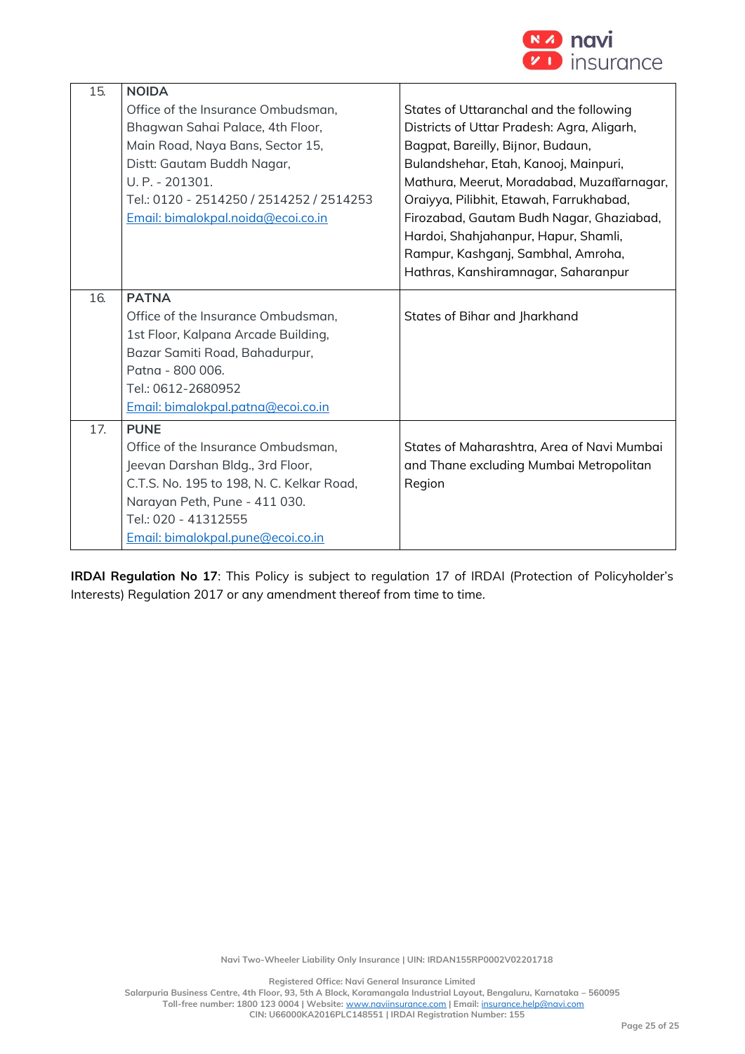| | | |
|---|---|---|
| 15. | **NOIDA**<br>Office of the Insurance Ombudsman,<br>Bhagwan Sahai Palace, 4th Floor,<br>Main Road, Naya Bans, Sector 15,<br>Distt: Gautam Buddh Nagar,<br>U. P. - 201301.<br>Tel.: 0120 - 2514250 / 2514252 / 2514253<br>Email: bimalokpal.noida@ecoi.co.in | States of Uttaranchal and the following Districts of Uttar Pradesh: Agra, Aligarh, Bagpat, Bareilly, Bijnor, Budaun, Bulandshehar, Etah, Kanooj, Mainpuri, Mathura, Meerut, Moradabad, Muzaffarnagar, Oraiyya, Pilibhit, Etawah, Farrukhabad, Firozabad, Gautam Budh Nagar, Ghaziabad, Hardoi, Shahjahanpur, Hapur, Shamli, Rampur, Kashganj, Sambhal, Amroha, Hathras, Kanshiramnagar, Saharanpur |
| 16. | **PATNA**<br>Office of the Insurance Ombudsman,<br>1st Floor, Kalpana Arcade Building,<br>Bazar Samiti Road, Bahadurpur,<br>Patna - 800 006.<br>Tel.: 0612-2680952<br>Email: bimalokpal.patna@ecoi.co.in | States of Bihar and Jharkhand |
| 17. | **PUNE**<br>Office of the Insurance Ombudsman,<br>Jeevan Darshan Bldg., 3rd Floor,<br>C.T.S. No. 195 to 198, N. C. Kelkar Road,<br>Narayan Peth, Pune - 411 030.<br>Tel.: 020 - 41312555<br>Email: bimalokpal.pune@ecoi.co.in | States of Maharashtra, Area of Navi Mumbai and Thane excluding Mumbai Metropolitan Region |

**IRDAI Regulation No 17**: This Policy is subject to regulation 17 of IRDAI (Protection of Policyholder's Interests) Regulation 2017 or any amendment thereof from time to time.